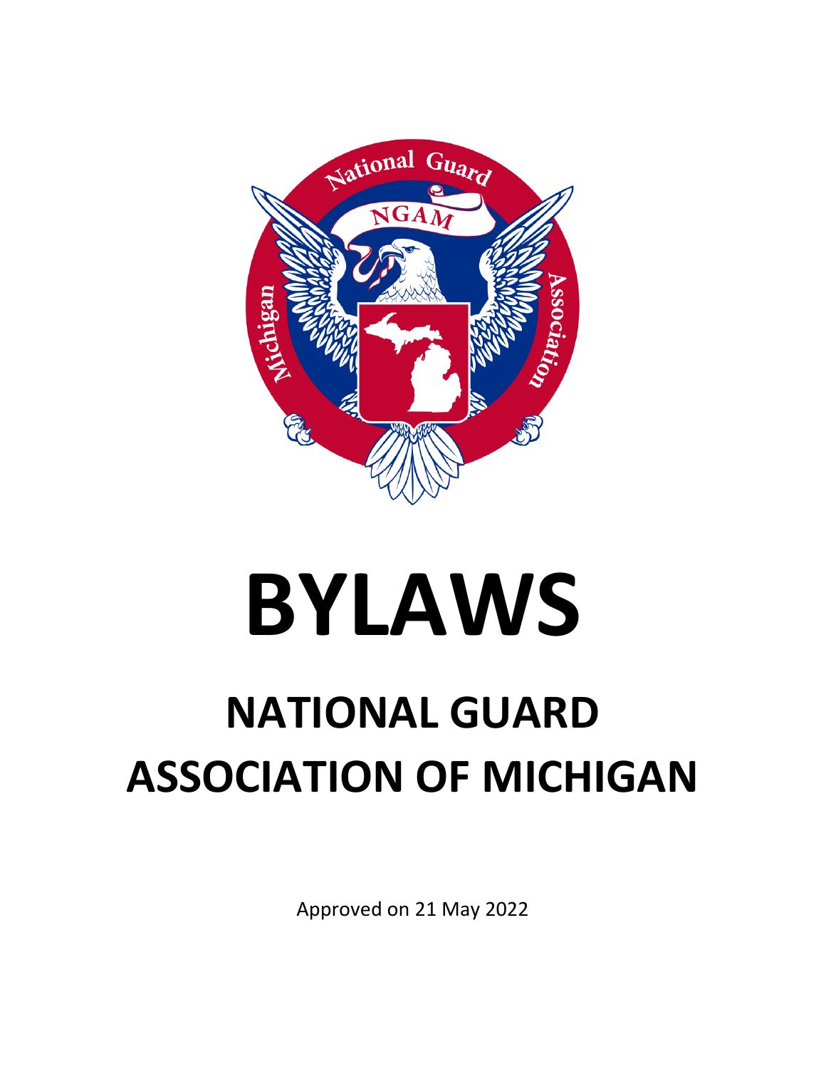# BYLAWS

## NATIONAL GUARD ASSOCIATION OF MICHIGAN

Approved on 21 May 2022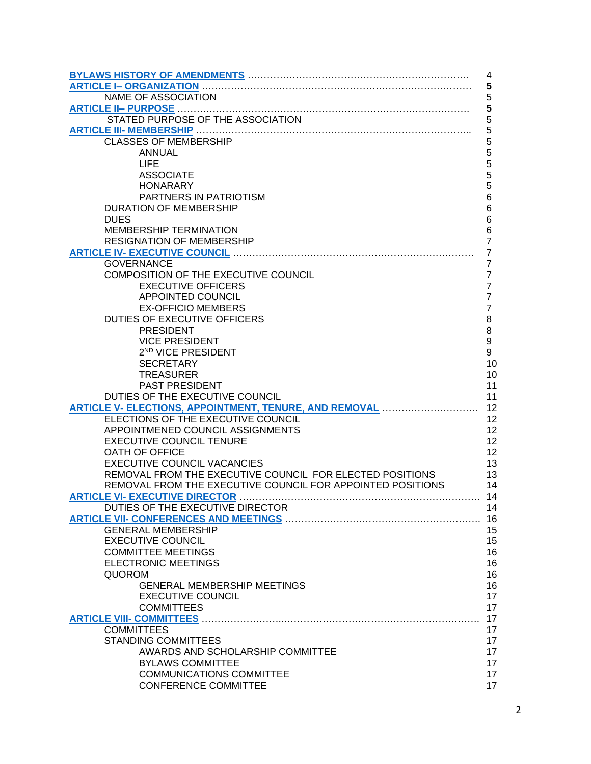| | |
|---|---|
| **BYLAWS HISTORY OF AMENDMENTS** ……………………………………………………… | 4 |
| **ARTICLE I– ORGANIZATION** ……………………………………………………………………… | **5** |
| NAME OF ASSOCIATION | 5 |
| **ARTICLE II– PURPOSE** ……………………………………………………………………………… | **5** |
| STATED PURPOSE OF THE ASSOCIATION | 5 |
| **ARTICLE III- MEMBERSHIP** ……………………………………………………………………….. | 5 |
| CLASSES OF MEMBERSHIP | 5 |
| ANNUAL | 5 |
| LIFE | 5 |
| ASSOCIATE | 5 |
| HONARARY | 5 |
| PARTNERS IN PATRIOTISM | 6 |
| DURATION OF MEMBERSHIP | 6 |
| DUES | 6 |
| MEMBERSHIP TERMINATION | 6 |
| RESIGNATION OF MEMBERSHIP | 7 |
| **ARTICLE IV- EXECUTIVE COUNCIL** ………………………………………………………………… | 7 |
| GOVERNANCE | 7 |
| COMPOSITION OF THE EXECUTIVE COUNCIL | 7 |
| EXECUTIVE OFFICERS | 7 |
| APPOINTED COUNCIL | 7 |
| EX-OFFICIO MEMBERS | 7 |
| DUTIES OF EXECUTIVE OFFICERS | 8 |
| PRESIDENT | 8 |
| VICE PRESIDENT | 9 |
| 2ND VICE PRESIDENT | 9 |
| SECRETARY | 10 |
| TREASURER | 10 |
| PAST PRESIDENT | 11 |
| DUTIES OF THE EXECUTIVE COUNCIL | 11 |
| **ARTICLE V- ELECTIONS, APPOINTMENT, TENURE, AND REMOVAL** ………………………… | 12 |
| ELECTIONS OF THE EXECUTIVE COUNCIL | 12 |
| APPOINTMENED COUNCIL ASSIGNMENTS | 12 |
| EXECUTIVE COUNCIL TENURE | 12 |
| OATH OF OFFICE | 12 |
| EXECUTIVE COUNCIL VACANCIES | 13 |
| REMOVAL FROM THE EXECUTIVE COUNCIL FOR ELECTED POSITIONS | 13 |
| REMOVAL FROM THE EXECUTIVE COUNCIL FOR APPOINTED POSITIONS | 14 |
| **ARTICLE VI- EXECUTIVE DIRECTOR** ………………………………………………………………… | 14 |
| DUTIES OF THE EXECUTIVE DIRECTOR | 14 |
| **ARTICLE VII- CONFERENCES AND MEETINGS** …………………………………………………… | 16 |
| GENERAL MEMBERSHIP | 15 |
| EXECUTIVE COUNCIL | 15 |
| COMMITTEE MEETINGS | 16 |
| ELECTRONIC MEETINGS | 16 |
| QUOROM | 16 |
| GENERAL MEMBERSHIP MEETINGS | 16 |
| EXECUTIVE COUNCIL | 17 |
| COMMITTEES | 17 |
| **ARTICLE VIII- COMMITTEES** ………………………………………………………………………… | 17 |
| COMMITTEES | 17 |
| STANDING COMMITTEES | 17 |
| AWARDS AND SCHOLARSHIP COMMITTEE | 17 |
| BYLAWS COMMITTEE | 17 |
| COMMUNICATIONS COMMITTEE | 17 |
| CONFERENCE COMMITTEE | 17 |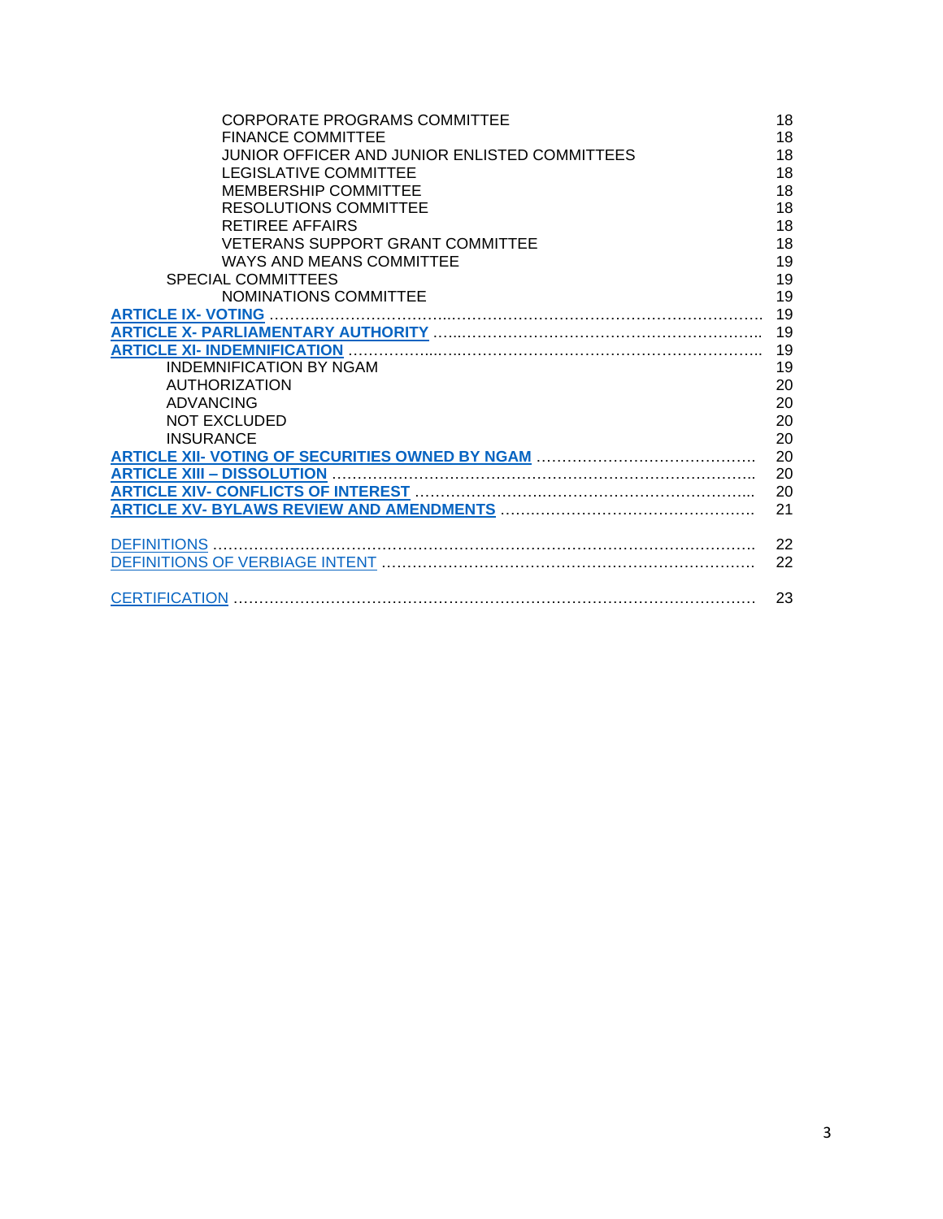CORPORATE PROGRAMS COMMITTEE ........ 18
FINANCE COMMITTEE ........ 18
JUNIOR OFFICER AND JUNIOR ENLISTED COMMITTEES ........ 18
LEGISLATIVE COMMITTEE ........ 18
MEMBERSHIP COMMITTEE ........ 18
RESOLUTIONS COMMITTEE ........ 18
RETIREE AFFAIRS ........ 18
VETERANS SUPPORT GRANT COMMITTEE ........ 18
WAYS AND MEANS COMMITTEE ........ 19

SPECIAL COMMITTEES ........ 19

NOMINATIONS COMMITTEE ........ 19

**ARTICLE IX- VOTING** ........ 19

**ARTICLE X- PARLIAMENTARY AUTHORITY** ........ 19

**ARTICLE XI- INDEMNIFICATION** ........ 19

INDEMNIFICATION BY NGAM ........ 19
AUTHORIZATION ........ 20
ADVANCING ........ 20
NOT EXCLUDED ........ 20
INSURANCE ........ 20

**ARTICLE XII- VOTING OF SECURITIES OWNED BY NGAM** ........ 20

**ARTICLE XIII – DISSOLUTION** ........ 20

**ARTICLE XIV- CONFLICTS OF INTEREST** ........ 20

**ARTICLE XV- BYLAWS REVIEW AND AMENDMENTS** ........ 21

DEFINITIONS ........ 22
DEFINITIONS OF VERBIAGE INTENT ........ 22

CERTIFICATION ........ 23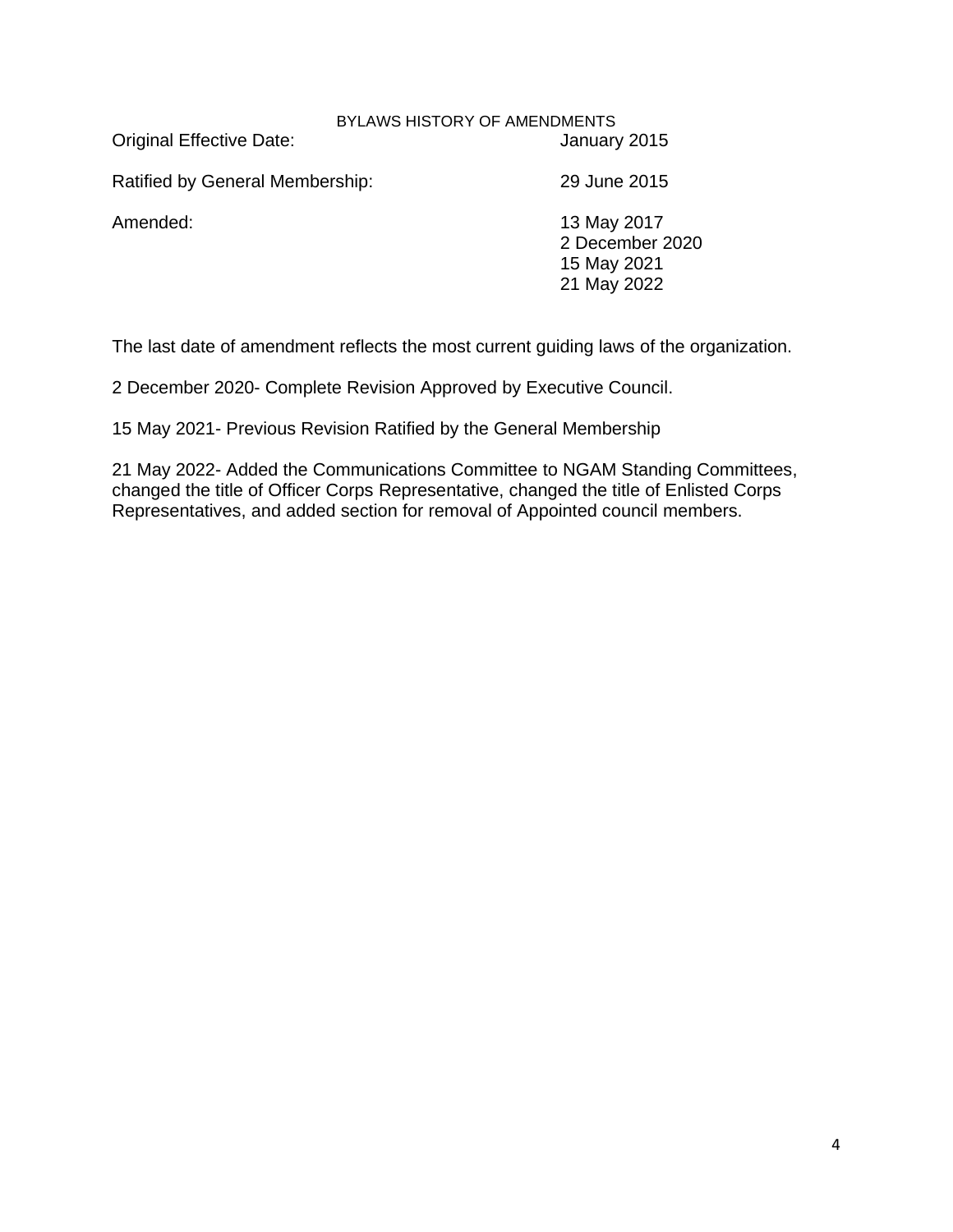## BYLAWS HISTORY OF AMENDMENTS

| | |
|---|---|
| Original Effective Date: | January 2015 |
| Ratified by General Membership: | 29 June 2015 |
| Amended: | 13 May 2017 |
| | 2 December 2020 |
| | 15 May 2021 |
| | 21 May 2022 |

The last date of amendment reflects the most current guiding laws of the organization.

2 December 2020- Complete Revision Approved by Executive Council.

15 May 2021- Previous Revision Ratified by the General Membership

21 May 2022- Added the Communications Committee to NGAM Standing Committees, changed the title of Officer Corps Representative, changed the title of Enlisted Corps Representatives, and added section for removal of Appointed council members.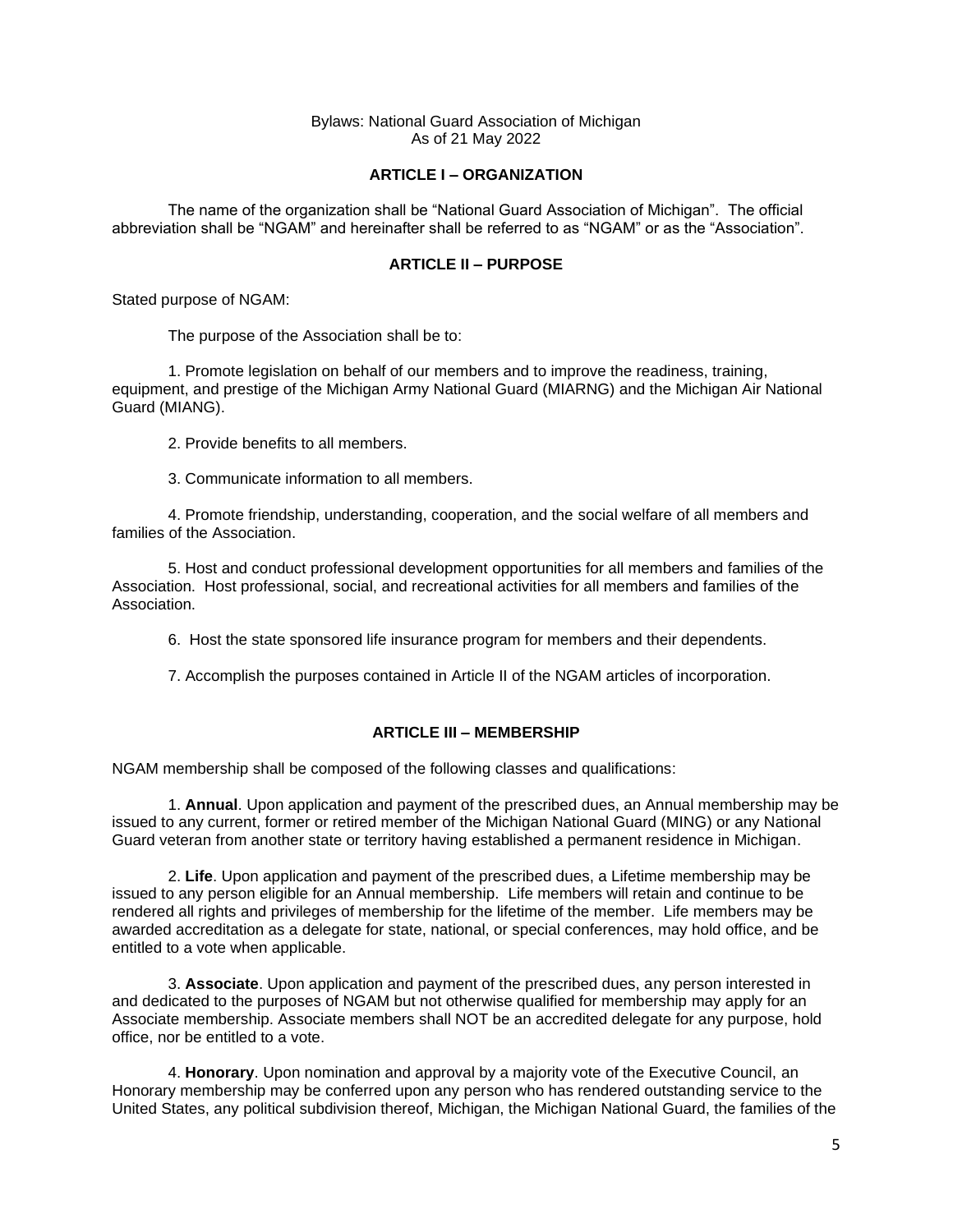Bylaws: National Guard Association of Michigan
As of 21 May 2022

## ARTICLE I – ORGANIZATION

The name of the organization shall be "National Guard Association of Michigan". The official abbreviation shall be "NGAM" and hereinafter shall be referred to as "NGAM" or as the "Association".

## ARTICLE II – PURPOSE

Stated purpose of NGAM:

The purpose of the Association shall be to:

1. Promote legislation on behalf of our members and to improve the readiness, training, equipment, and prestige of the Michigan Army National Guard (MIARNG) and the Michigan Air National Guard (MIANG).

2. Provide benefits to all members.

3. Communicate information to all members.

4. Promote friendship, understanding, cooperation, and the social welfare of all members and families of the Association.

5. Host and conduct professional development opportunities for all members and families of the Association. Host professional, social, and recreational activities for all members and families of the Association.

6. Host the state sponsored life insurance program for members and their dependents.

7. Accomplish the purposes contained in Article II of the NGAM articles of incorporation.

## ARTICLE III – MEMBERSHIP

NGAM membership shall be composed of the following classes and qualifications:

1. **Annual**. Upon application and payment of the prescribed dues, an Annual membership may be issued to any current, former or retired member of the Michigan National Guard (MING) or any National Guard veteran from another state or territory having established a permanent residence in Michigan.

2. **Life**. Upon application and payment of the prescribed dues, a Lifetime membership may be issued to any person eligible for an Annual membership. Life members will retain and continue to be rendered all rights and privileges of membership for the lifetime of the member. Life members may be awarded accreditation as a delegate for state, national, or special conferences, may hold office, and be entitled to a vote when applicable.

3. **Associate**. Upon application and payment of the prescribed dues, any person interested in and dedicated to the purposes of NGAM but not otherwise qualified for membership may apply for an Associate membership. Associate members shall NOT be an accredited delegate for any purpose, hold office, nor be entitled to a vote.

4. **Honorary**. Upon nomination and approval by a majority vote of the Executive Council, an Honorary membership may be conferred upon any person who has rendered outstanding service to the United States, any political subdivision thereof, Michigan, the Michigan National Guard, the families of the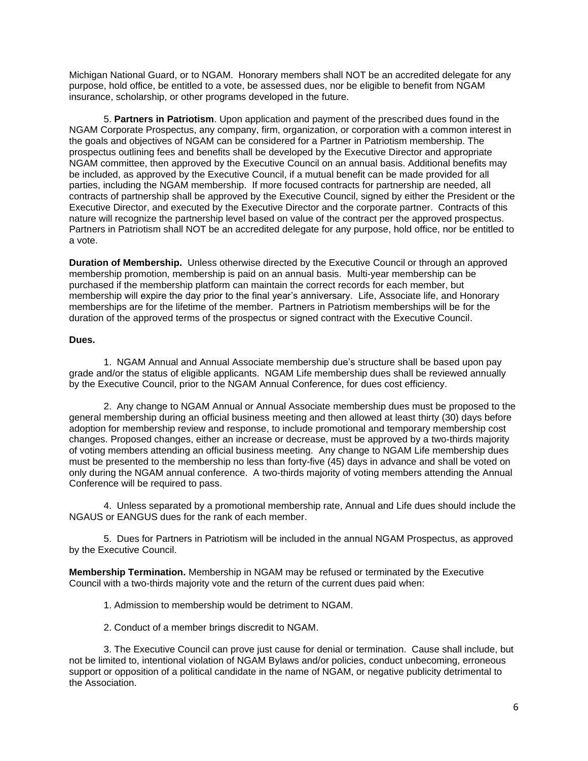Michigan National Guard, or to NGAM. Honorary members shall NOT be an accredited delegate for any purpose, hold office, be entitled to a vote, be assessed dues, nor be eligible to benefit from NGAM insurance, scholarship, or other programs developed in the future.

5. **Partners in Patriotism**. Upon application and payment of the prescribed dues found in the NGAM Corporate Prospectus, any company, firm, organization, or corporation with a common interest in the goals and objectives of NGAM can be considered for a Partner in Patriotism membership. The prospectus outlining fees and benefits shall be developed by the Executive Director and appropriate NGAM committee, then approved by the Executive Council on an annual basis. Additional benefits may be included, as approved by the Executive Council, if a mutual benefit can be made provided for all parties, including the NGAM membership. If more focused contracts for partnership are needed, all contracts of partnership shall be approved by the Executive Council, signed by either the President or the Executive Director, and executed by the Executive Director and the corporate partner. Contracts of this nature will recognize the partnership level based on value of the contract per the approved prospectus. Partners in Patriotism shall NOT be an accredited delegate for any purpose, hold office, nor be entitled to a vote.

**Duration of Membership.** Unless otherwise directed by the Executive Council or through an approved membership promotion, membership is paid on an annual basis. Multi-year membership can be purchased if the membership platform can maintain the correct records for each member, but membership will expire the day prior to the final year's anniversary. Life, Associate life, and Honorary memberships are for the lifetime of the member. Partners in Patriotism memberships will be for the duration of the approved terms of the prospectus or signed contract with the Executive Council.

**Dues.**

1. NGAM Annual and Annual Associate membership due's structure shall be based upon pay grade and/or the status of eligible applicants. NGAM Life membership dues shall be reviewed annually by the Executive Council, prior to the NGAM Annual Conference, for dues cost efficiency.

2. Any change to NGAM Annual or Annual Associate membership dues must be proposed to the general membership during an official business meeting and then allowed at least thirty (30) days before adoption for membership review and response, to include promotional and temporary membership cost changes. Proposed changes, either an increase or decrease, must be approved by a two-thirds majority of voting members attending an official business meeting. Any change to NGAM Life membership dues must be presented to the membership no less than forty-five (45) days in advance and shall be voted on only during the NGAM annual conference. A two-thirds majority of voting members attending the Annual Conference will be required to pass.

4. Unless separated by a promotional membership rate, Annual and Life dues should include the NGAUS or EANGUS dues for the rank of each member.

5. Dues for Partners in Patriotism will be included in the annual NGAM Prospectus, as approved by the Executive Council.

**Membership Termination.** Membership in NGAM may be refused or terminated by the Executive Council with a two-thirds majority vote and the return of the current dues paid when:

1. Admission to membership would be detriment to NGAM.

2. Conduct of a member brings discredit to NGAM.

3. The Executive Council can prove just cause for denial or termination. Cause shall include, but not be limited to, intentional violation of NGAM Bylaws and/or policies, conduct unbecoming, erroneous support or opposition of a political candidate in the name of NGAM, or negative publicity detrimental to the Association.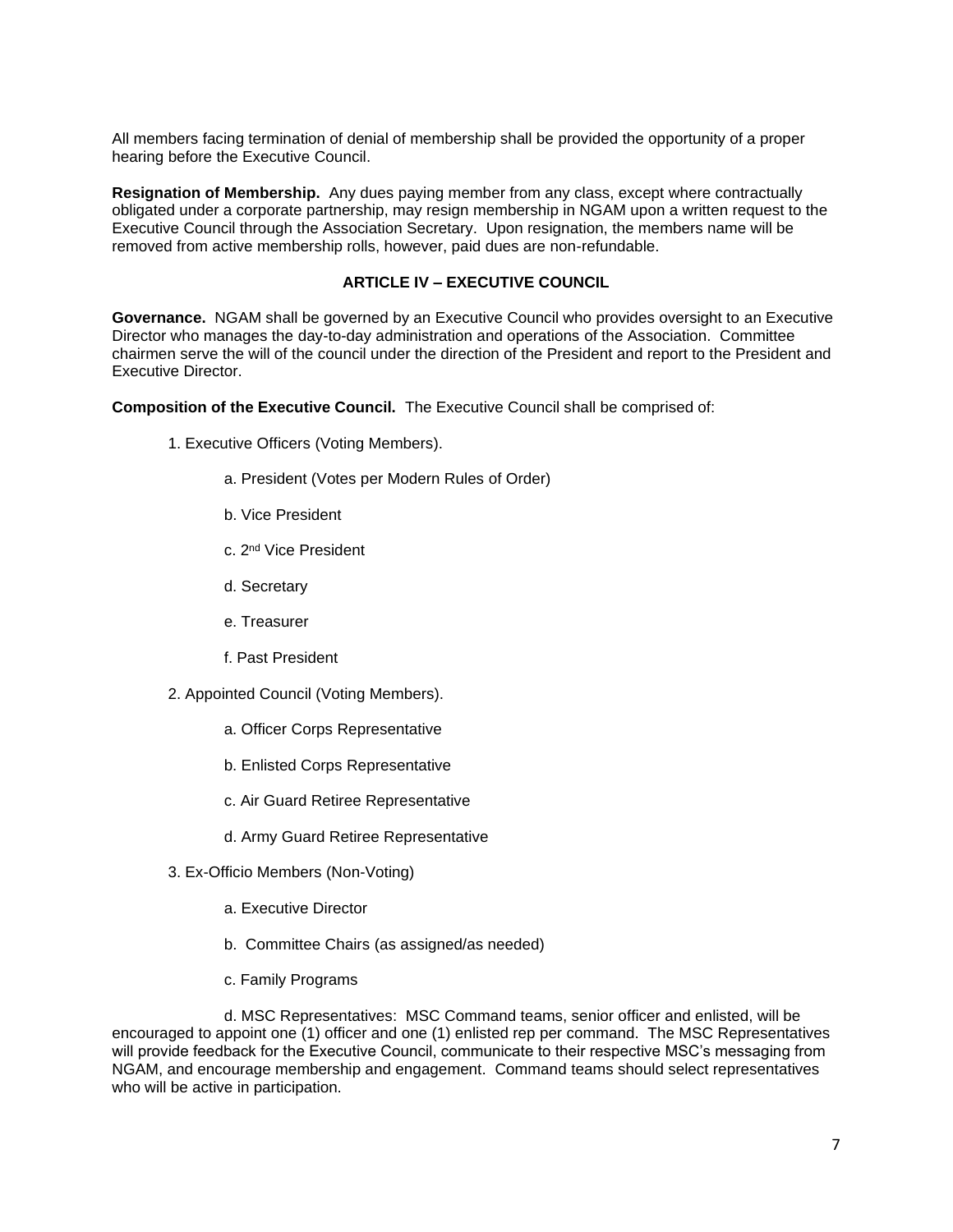All members facing termination of denial of membership shall be provided the opportunity of a proper hearing before the Executive Council.

**Resignation of Membership.** Any dues paying member from any class, except where contractually obligated under a corporate partnership, may resign membership in NGAM upon a written request to the Executive Council through the Association Secretary. Upon resignation, the members name will be removed from active membership rolls, however, paid dues are non-refundable.

## ARTICLE IV – EXECUTIVE COUNCIL

**Governance.** NGAM shall be governed by an Executive Council who provides oversight to an Executive Director who manages the day-to-day administration and operations of the Association. Committee chairmen serve the will of the council under the direction of the President and report to the President and Executive Director.

**Composition of the Executive Council.** The Executive Council shall be comprised of:

1. Executive Officers (Voting Members).
    - a. President (Votes per Modern Rules of Order)
    - b. Vice President
    - c. 2nd Vice President
    - d. Secretary
    - e. Treasurer
    - f. Past President
2. Appointed Council (Voting Members).
    - a. Officer Corps Representative
    - b. Enlisted Corps Representative
    - c. Air Guard Retiree Representative
    - d. Army Guard Retiree Representative
3. Ex-Officio Members (Non-Voting)
    - a. Executive Director
    - b. Committee Chairs (as assigned/as needed)
    - c. Family Programs
    - d. MSC Representatives: MSC Command teams, senior officer and enlisted, will be encouraged to appoint one (1) officer and one (1) enlisted rep per command. The MSC Representatives will provide feedback for the Executive Council, communicate to their respective MSC's messaging from NGAM, and encourage membership and engagement. Command teams should select representatives who will be active in participation.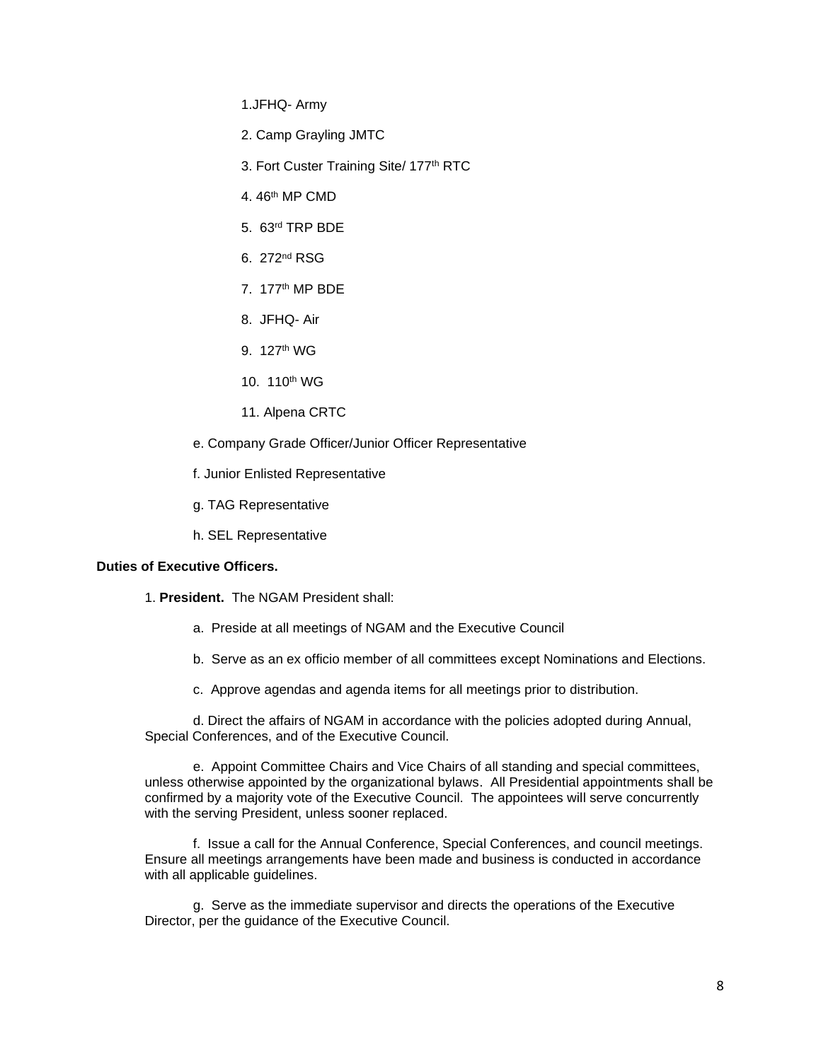1. JFHQ- Army

2. Camp Grayling JMTC

3. Fort Custer Training Site/ 177th RTC

4. 46th MP CMD

5. 63rd TRP BDE

6. 272nd RSG

7. 177th MP BDE

8. JFHQ- Air

9. 127th WG

10. 110th WG

11. Alpena CRTC

e. Company Grade Officer/Junior Officer Representative

f. Junior Enlisted Representative

g. TAG Representative

h. SEL Representative

**Duties of Executive Officers.**

1. **President.** The NGAM President shall:

a. Preside at all meetings of NGAM and the Executive Council

b. Serve as an ex officio member of all committees except Nominations and Elections.

c. Approve agendas and agenda items for all meetings prior to distribution.

d. Direct the affairs of NGAM in accordance with the policies adopted during Annual, Special Conferences, and of the Executive Council.

e. Appoint Committee Chairs and Vice Chairs of all standing and special committees, unless otherwise appointed by the organizational bylaws. All Presidential appointments shall be confirmed by a majority vote of the Executive Council. The appointees will serve concurrently with the serving President, unless sooner replaced.

f. Issue a call for the Annual Conference, Special Conferences, and council meetings. Ensure all meetings arrangements have been made and business is conducted in accordance with all applicable guidelines.

g. Serve as the immediate supervisor and directs the operations of the Executive Director, per the guidance of the Executive Council.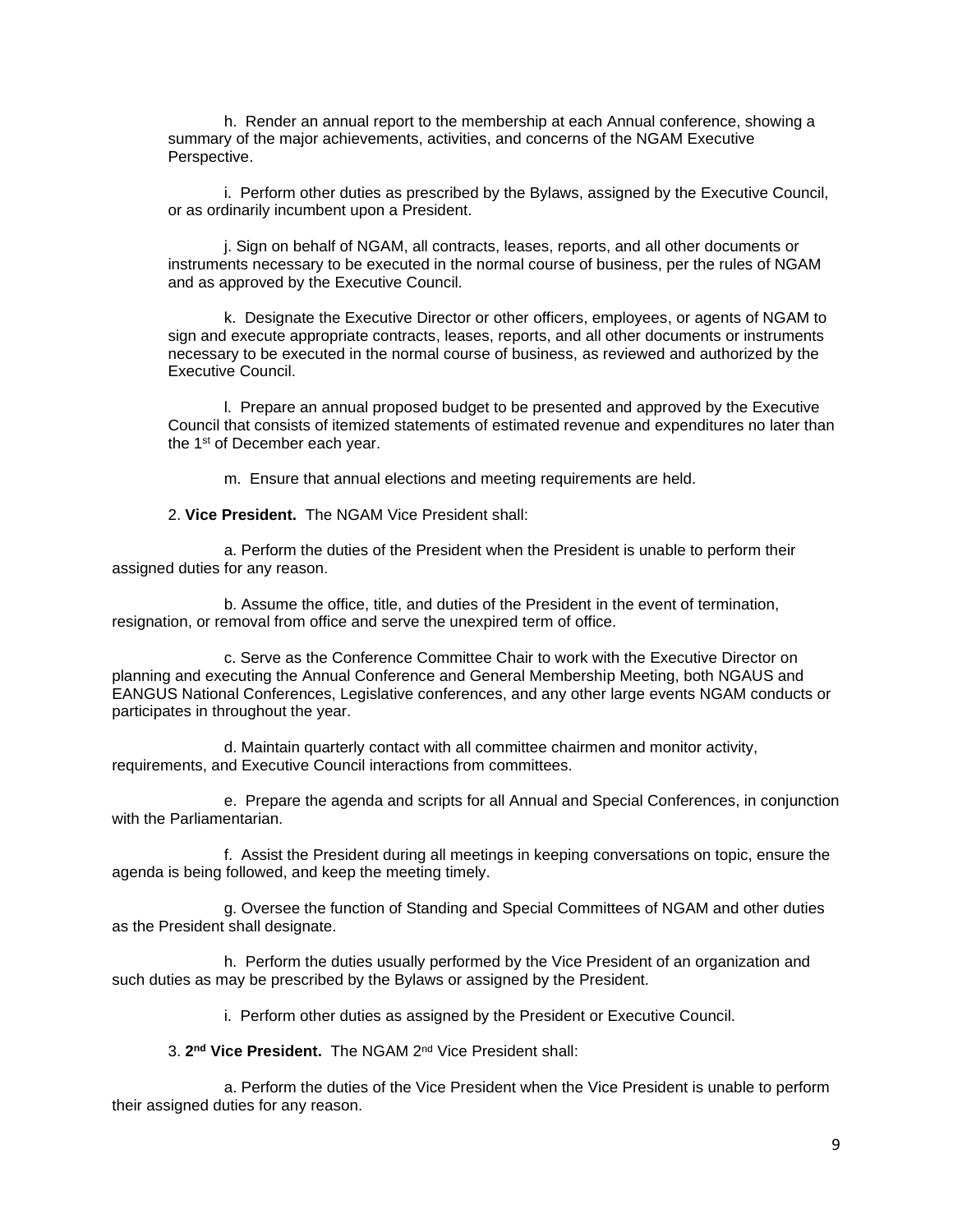h. Render an annual report to the membership at each Annual conference, showing a summary of the major achievements, activities, and concerns of the NGAM Executive Perspective.

i. Perform other duties as prescribed by the Bylaws, assigned by the Executive Council, or as ordinarily incumbent upon a President.

j. Sign on behalf of NGAM, all contracts, leases, reports, and all other documents or instruments necessary to be executed in the normal course of business, per the rules of NGAM and as approved by the Executive Council.

k. Designate the Executive Director or other officers, employees, or agents of NGAM to sign and execute appropriate contracts, leases, reports, and all other documents or instruments necessary to be executed in the normal course of business, as reviewed and authorized by the Executive Council.

l. Prepare an annual proposed budget to be presented and approved by the Executive Council that consists of itemized statements of estimated revenue and expenditures no later than the 1st of December each year.

m. Ensure that annual elections and meeting requirements are held.

2. **Vice President.** The NGAM Vice President shall:

a. Perform the duties of the President when the President is unable to perform their assigned duties for any reason.

b. Assume the office, title, and duties of the President in the event of termination, resignation, or removal from office and serve the unexpired term of office.

c. Serve as the Conference Committee Chair to work with the Executive Director on planning and executing the Annual Conference and General Membership Meeting, both NGAUS and EANGUS National Conferences, Legislative conferences, and any other large events NGAM conducts or participates in throughout the year.

d. Maintain quarterly contact with all committee chairmen and monitor activity, requirements, and Executive Council interactions from committees.

e. Prepare the agenda and scripts for all Annual and Special Conferences, in conjunction with the Parliamentarian.

f. Assist the President during all meetings in keeping conversations on topic, ensure the agenda is being followed, and keep the meeting timely.

g. Oversee the function of Standing and Special Committees of NGAM and other duties as the President shall designate.

h. Perform the duties usually performed by the Vice President of an organization and such duties as may be prescribed by the Bylaws or assigned by the President.

i. Perform other duties as assigned by the President or Executive Council.

3. **2nd Vice President.** The NGAM 2nd Vice President shall:

a. Perform the duties of the Vice President when the Vice President is unable to perform their assigned duties for any reason.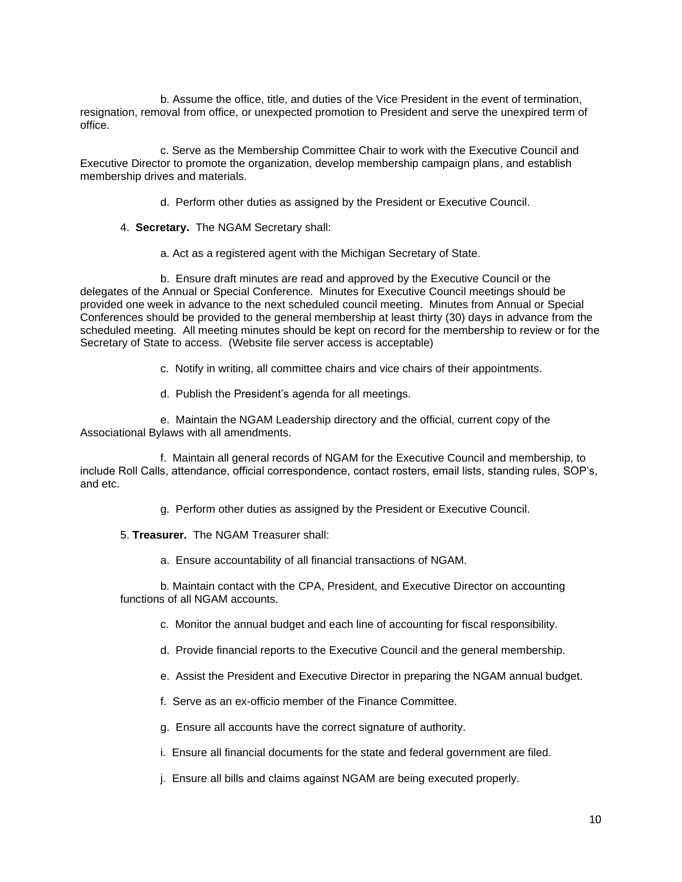b. Assume the office, title, and duties of the Vice President in the event of termination, resignation, removal from office, or unexpected promotion to President and serve the unexpired term of office.

c. Serve as the Membership Committee Chair to work with the Executive Council and Executive Director to promote the organization, develop membership campaign plans, and establish membership drives and materials.

d. Perform other duties as assigned by the President or Executive Council.

4. **Secretary.** The NGAM Secretary shall:

a. Act as a registered agent with the Michigan Secretary of State.

b. Ensure draft minutes are read and approved by the Executive Council or the delegates of the Annual or Special Conference. Minutes for Executive Council meetings should be provided one week in advance to the next scheduled council meeting. Minutes from Annual or Special Conferences should be provided to the general membership at least thirty (30) days in advance from the scheduled meeting. All meeting minutes should be kept on record for the membership to review or for the Secretary of State to access. (Website file server access is acceptable)

c. Notify in writing, all committee chairs and vice chairs of their appointments.

d. Publish the President's agenda for all meetings.

e. Maintain the NGAM Leadership directory and the official, current copy of the Associational Bylaws with all amendments.

f. Maintain all general records of NGAM for the Executive Council and membership, to include Roll Calls, attendance, official correspondence, contact rosters, email lists, standing rules, SOP's, and etc.

g. Perform other duties as assigned by the President or Executive Council.

5. **Treasurer.** The NGAM Treasurer shall:

a. Ensure accountability of all financial transactions of NGAM.

b. Maintain contact with the CPA, President, and Executive Director on accounting functions of all NGAM accounts.

c. Monitor the annual budget and each line of accounting for fiscal responsibility.

d. Provide financial reports to the Executive Council and the general membership.

e. Assist the President and Executive Director in preparing the NGAM annual budget.

f. Serve as an ex-officio member of the Finance Committee.

g. Ensure all accounts have the correct signature of authority.

i. Ensure all financial documents for the state and federal government are filed.

j. Ensure all bills and claims against NGAM are being executed properly.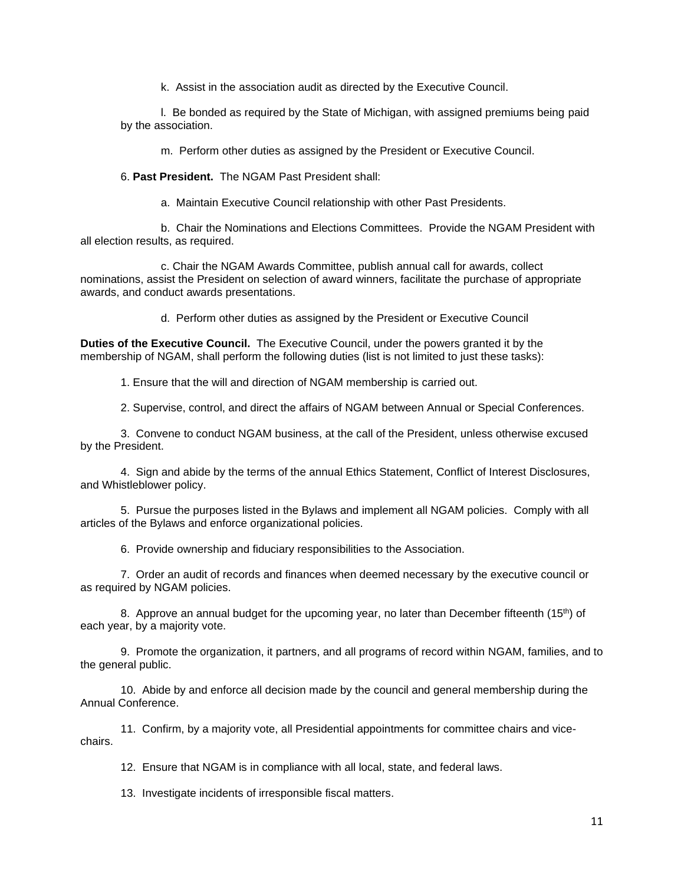k. Assist in the association audit as directed by the Executive Council.

l. Be bonded as required by the State of Michigan, with assigned premiums being paid by the association.

m. Perform other duties as assigned by the President or Executive Council.

6. **Past President.** The NGAM Past President shall:

a. Maintain Executive Council relationship with other Past Presidents.

b. Chair the Nominations and Elections Committees. Provide the NGAM President with all election results, as required.

c. Chair the NGAM Awards Committee, publish annual call for awards, collect nominations, assist the President on selection of award winners, facilitate the purchase of appropriate awards, and conduct awards presentations.

d. Perform other duties as assigned by the President or Executive Council

**Duties of the Executive Council.** The Executive Council, under the powers granted it by the membership of NGAM, shall perform the following duties (list is not limited to just these tasks):

1. Ensure that the will and direction of NGAM membership is carried out.

2. Supervise, control, and direct the affairs of NGAM between Annual or Special Conferences.

3. Convene to conduct NGAM business, at the call of the President, unless otherwise excused by the President.

4. Sign and abide by the terms of the annual Ethics Statement, Conflict of Interest Disclosures, and Whistleblower policy.

5. Pursue the purposes listed in the Bylaws and implement all NGAM policies. Comply with all articles of the Bylaws and enforce organizational policies.

6. Provide ownership and fiduciary responsibilities to the Association.

7. Order an audit of records and finances when deemed necessary by the executive council or as required by NGAM policies.

8. Approve an annual budget for the upcoming year, no later than December fifteenth (15th) of each year, by a majority vote.

9. Promote the organization, it partners, and all programs of record within NGAM, families, and to the general public.

10. Abide by and enforce all decision made by the council and general membership during the Annual Conference.

11. Confirm, by a majority vote, all Presidential appointments for committee chairs and vice-chairs.

12. Ensure that NGAM is in compliance with all local, state, and federal laws.

13. Investigate incidents of irresponsible fiscal matters.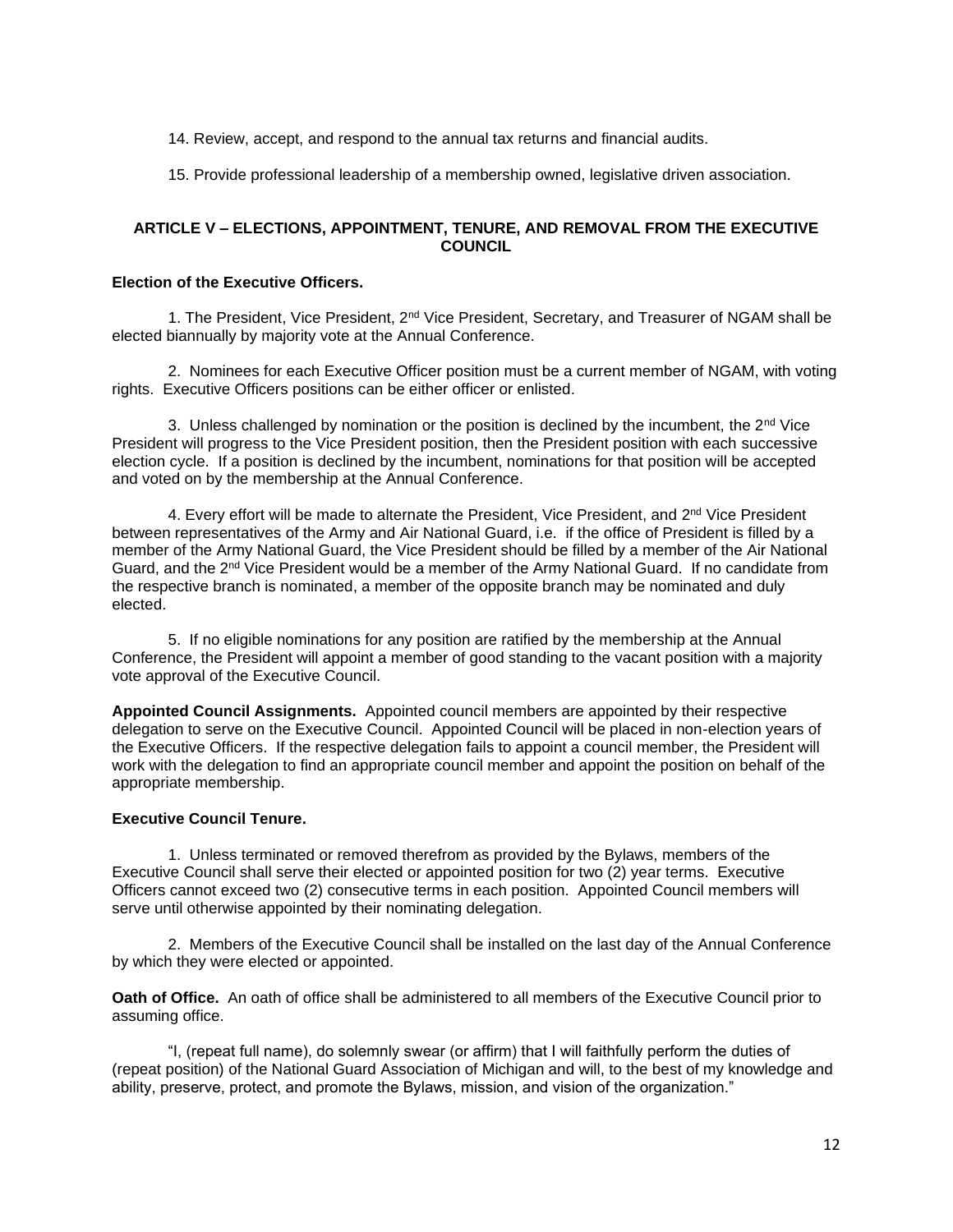14. Review, accept, and respond to the annual tax returns and financial audits.

15. Provide professional leadership of a membership owned, legislative driven association.

## ARTICLE V – ELECTIONS, APPOINTMENT, TENURE, AND REMOVAL FROM THE EXECUTIVE COUNCIL

**Election of the Executive Officers.**

1. The President, Vice President, 2nd Vice President, Secretary, and Treasurer of NGAM shall be elected biannually by majority vote at the Annual Conference.

2. Nominees for each Executive Officer position must be a current member of NGAM, with voting rights. Executive Officers positions can be either officer or enlisted.

3. Unless challenged by nomination or the position is declined by the incumbent, the 2nd Vice President will progress to the Vice President position, then the President position with each successive election cycle. If a position is declined by the incumbent, nominations for that position will be accepted and voted on by the membership at the Annual Conference.

4. Every effort will be made to alternate the President, Vice President, and 2nd Vice President between representatives of the Army and Air National Guard, i.e. if the office of President is filled by a member of the Army National Guard, the Vice President should be filled by a member of the Air National Guard, and the 2nd Vice President would be a member of the Army National Guard. If no candidate from the respective branch is nominated, a member of the opposite branch may be nominated and duly elected.

5. If no eligible nominations for any position are ratified by the membership at the Annual Conference, the President will appoint a member of good standing to the vacant position with a majority vote approval of the Executive Council.

**Appointed Council Assignments.** Appointed council members are appointed by their respective delegation to serve on the Executive Council. Appointed Council will be placed in non-election years of the Executive Officers. If the respective delegation fails to appoint a council member, the President will work with the delegation to find an appropriate council member and appoint the position on behalf of the appropriate membership.

**Executive Council Tenure.**

1. Unless terminated or removed therefrom as provided by the Bylaws, members of the Executive Council shall serve their elected or appointed position for two (2) year terms. Executive Officers cannot exceed two (2) consecutive terms in each position. Appointed Council members will serve until otherwise appointed by their nominating delegation.

2. Members of the Executive Council shall be installed on the last day of the Annual Conference by which they were elected or appointed.

**Oath of Office.** An oath of office shall be administered to all members of the Executive Council prior to assuming office.

"I, (repeat full name), do solemnly swear (or affirm) that I will faithfully perform the duties of (repeat position) of the National Guard Association of Michigan and will, to the best of my knowledge and ability, preserve, protect, and promote the Bylaws, mission, and vision of the organization."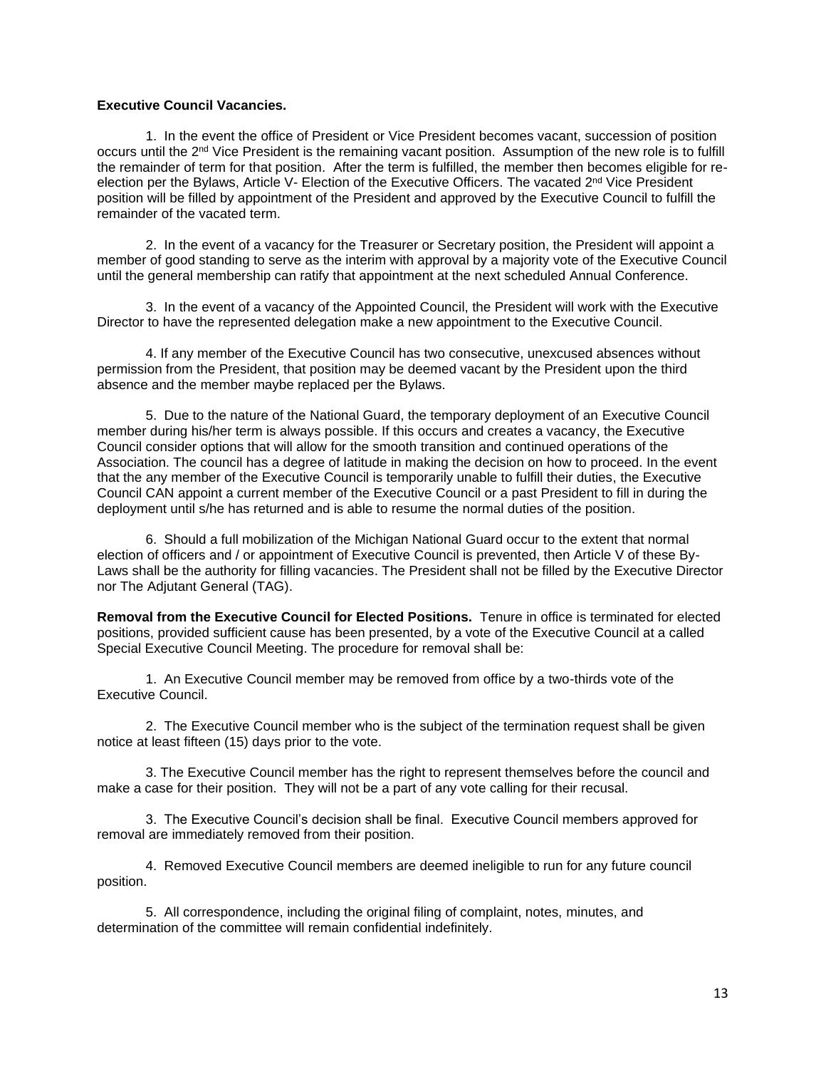**Executive Council Vacancies.**

1. In the event the office of President or Vice President becomes vacant, succession of position occurs until the 2nd Vice President is the remaining vacant position. Assumption of the new role is to fulfill the remainder of term for that position. After the term is fulfilled, the member then becomes eligible for re-election per the Bylaws, Article V- Election of the Executive Officers. The vacated 2nd Vice President position will be filled by appointment of the President and approved by the Executive Council to fulfill the remainder of the vacated term.

2. In the event of a vacancy for the Treasurer or Secretary position, the President will appoint a member of good standing to serve as the interim with approval by a majority vote of the Executive Council until the general membership can ratify that appointment at the next scheduled Annual Conference.

3. In the event of a vacancy of the Appointed Council, the President will work with the Executive Director to have the represented delegation make a new appointment to the Executive Council.

4. If any member of the Executive Council has two consecutive, unexcused absences without permission from the President, that position may be deemed vacant by the President upon the third absence and the member maybe replaced per the Bylaws.

5. Due to the nature of the National Guard, the temporary deployment of an Executive Council member during his/her term is always possible. If this occurs and creates a vacancy, the Executive Council consider options that will allow for the smooth transition and continued operations of the Association. The council has a degree of latitude in making the decision on how to proceed. In the event that the any member of the Executive Council is temporarily unable to fulfill their duties, the Executive Council CAN appoint a current member of the Executive Council or a past President to fill in during the deployment until s/he has returned and is able to resume the normal duties of the position.

6. Should a full mobilization of the Michigan National Guard occur to the extent that normal election of officers and / or appointment of Executive Council is prevented, then Article V of these By-Laws shall be the authority for filling vacancies. The President shall not be filled by the Executive Director nor The Adjutant General (TAG).

**Removal from the Executive Council for Elected Positions.** Tenure in office is terminated for elected positions, provided sufficient cause has been presented, by a vote of the Executive Council at a called Special Executive Council Meeting. The procedure for removal shall be:

1. An Executive Council member may be removed from office by a two-thirds vote of the Executive Council.

2. The Executive Council member who is the subject of the termination request shall be given notice at least fifteen (15) days prior to the vote.

3. The Executive Council member has the right to represent themselves before the council and make a case for their position. They will not be a part of any vote calling for their recusal.

3. The Executive Council's decision shall be final. Executive Council members approved for removal are immediately removed from their position.

4. Removed Executive Council members are deemed ineligible to run for any future council position.

5. All correspondence, including the original filing of complaint, notes, minutes, and determination of the committee will remain confidential indefinitely.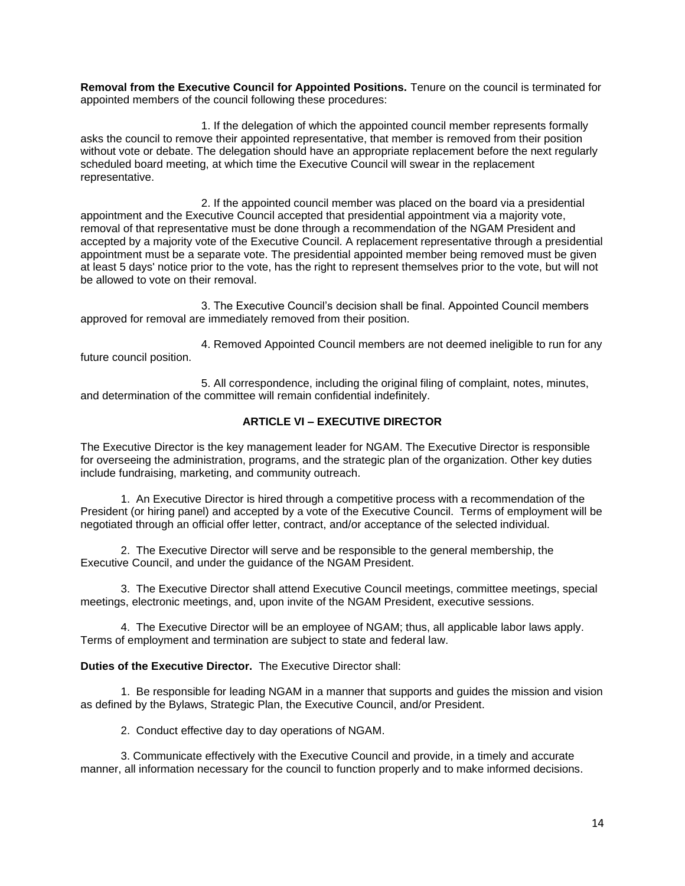**Removal from the Executive Council for Appointed Positions.** Tenure on the council is terminated for appointed members of the council following these procedures:

1. If the delegation of which the appointed council member represents formally asks the council to remove their appointed representative, that member is removed from their position without vote or debate. The delegation should have an appropriate replacement before the next regularly scheduled board meeting, at which time the Executive Council will swear in the replacement representative.

2. If the appointed council member was placed on the board via a presidential appointment and the Executive Council accepted that presidential appointment via a majority vote, removal of that representative must be done through a recommendation of the NGAM President and accepted by a majority vote of the Executive Council. A replacement representative through a presidential appointment must be a separate vote. The presidential appointed member being removed must be given at least 5 days' notice prior to the vote, has the right to represent themselves prior to the vote, but will not be allowed to vote on their removal.

3. The Executive Council's decision shall be final. Appointed Council members approved for removal are immediately removed from their position.

4. Removed Appointed Council members are not deemed ineligible to run for any future council position.

5. All correspondence, including the original filing of complaint, notes, minutes, and determination of the committee will remain confidential indefinitely.

## ARTICLE VI – EXECUTIVE DIRECTOR

The Executive Director is the key management leader for NGAM. The Executive Director is responsible for overseeing the administration, programs, and the strategic plan of the organization. Other key duties include fundraising, marketing, and community outreach.

1. An Executive Director is hired through a competitive process with a recommendation of the President (or hiring panel) and accepted by a vote of the Executive Council. Terms of employment will be negotiated through an official offer letter, contract, and/or acceptance of the selected individual.

2. The Executive Director will serve and be responsible to the general membership, the Executive Council, and under the guidance of the NGAM President.

3. The Executive Director shall attend Executive Council meetings, committee meetings, special meetings, electronic meetings, and, upon invite of the NGAM President, executive sessions.

4. The Executive Director will be an employee of NGAM; thus, all applicable labor laws apply. Terms of employment and termination are subject to state and federal law.

**Duties of the Executive Director.** The Executive Director shall:

1. Be responsible for leading NGAM in a manner that supports and guides the mission and vision as defined by the Bylaws, Strategic Plan, the Executive Council, and/or President.

2. Conduct effective day to day operations of NGAM.

3. Communicate effectively with the Executive Council and provide, in a timely and accurate manner, all information necessary for the council to function properly and to make informed decisions.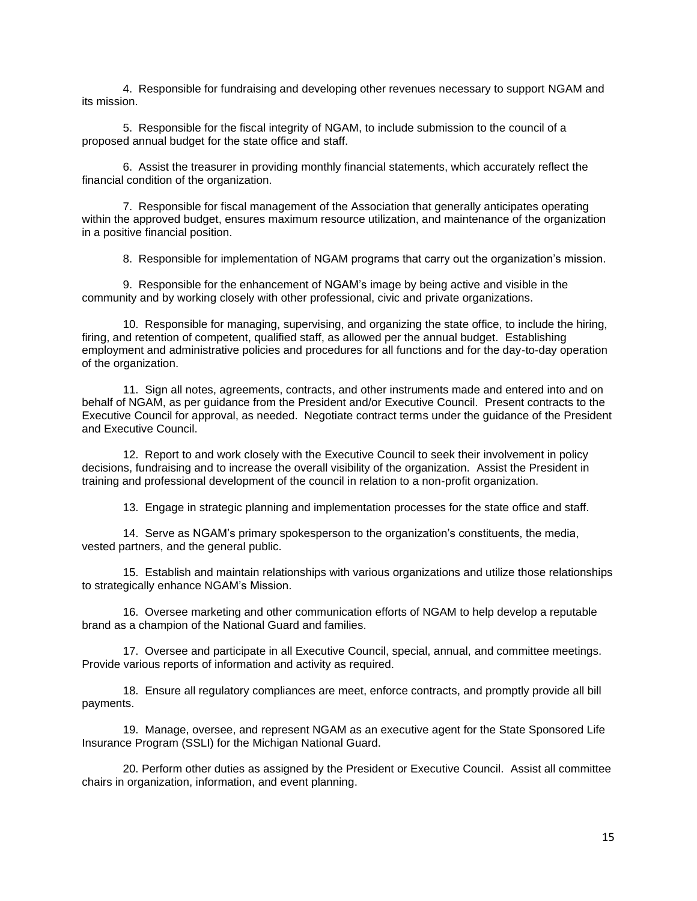4. Responsible for fundraising and developing other revenues necessary to support NGAM and its mission.

5. Responsible for the fiscal integrity of NGAM, to include submission to the council of a proposed annual budget for the state office and staff.

6. Assist the treasurer in providing monthly financial statements, which accurately reflect the financial condition of the organization.

7. Responsible for fiscal management of the Association that generally anticipates operating within the approved budget, ensures maximum resource utilization, and maintenance of the organization in a positive financial position.

8. Responsible for implementation of NGAM programs that carry out the organization's mission.

9. Responsible for the enhancement of NGAM's image by being active and visible in the community and by working closely with other professional, civic and private organizations.

10. Responsible for managing, supervising, and organizing the state office, to include the hiring, firing, and retention of competent, qualified staff, as allowed per the annual budget. Establishing employment and administrative policies and procedures for all functions and for the day-to-day operation of the organization.

11. Sign all notes, agreements, contracts, and other instruments made and entered into and on behalf of NGAM, as per guidance from the President and/or Executive Council. Present contracts to the Executive Council for approval, as needed. Negotiate contract terms under the guidance of the President and Executive Council.

12. Report to and work closely with the Executive Council to seek their involvement in policy decisions, fundraising and to increase the overall visibility of the organization. Assist the President in training and professional development of the council in relation to a non-profit organization.

13. Engage in strategic planning and implementation processes for the state office and staff.

14. Serve as NGAM's primary spokesperson to the organization's constituents, the media, vested partners, and the general public.

15. Establish and maintain relationships with various organizations and utilize those relationships to strategically enhance NGAM's Mission.

16. Oversee marketing and other communication efforts of NGAM to help develop a reputable brand as a champion of the National Guard and families.

17. Oversee and participate in all Executive Council, special, annual, and committee meetings. Provide various reports of information and activity as required.

18. Ensure all regulatory compliances are meet, enforce contracts, and promptly provide all bill payments.

19. Manage, oversee, and represent NGAM as an executive agent for the State Sponsored Life Insurance Program (SSLI) for the Michigan National Guard.

20. Perform other duties as assigned by the President or Executive Council. Assist all committee chairs in organization, information, and event planning.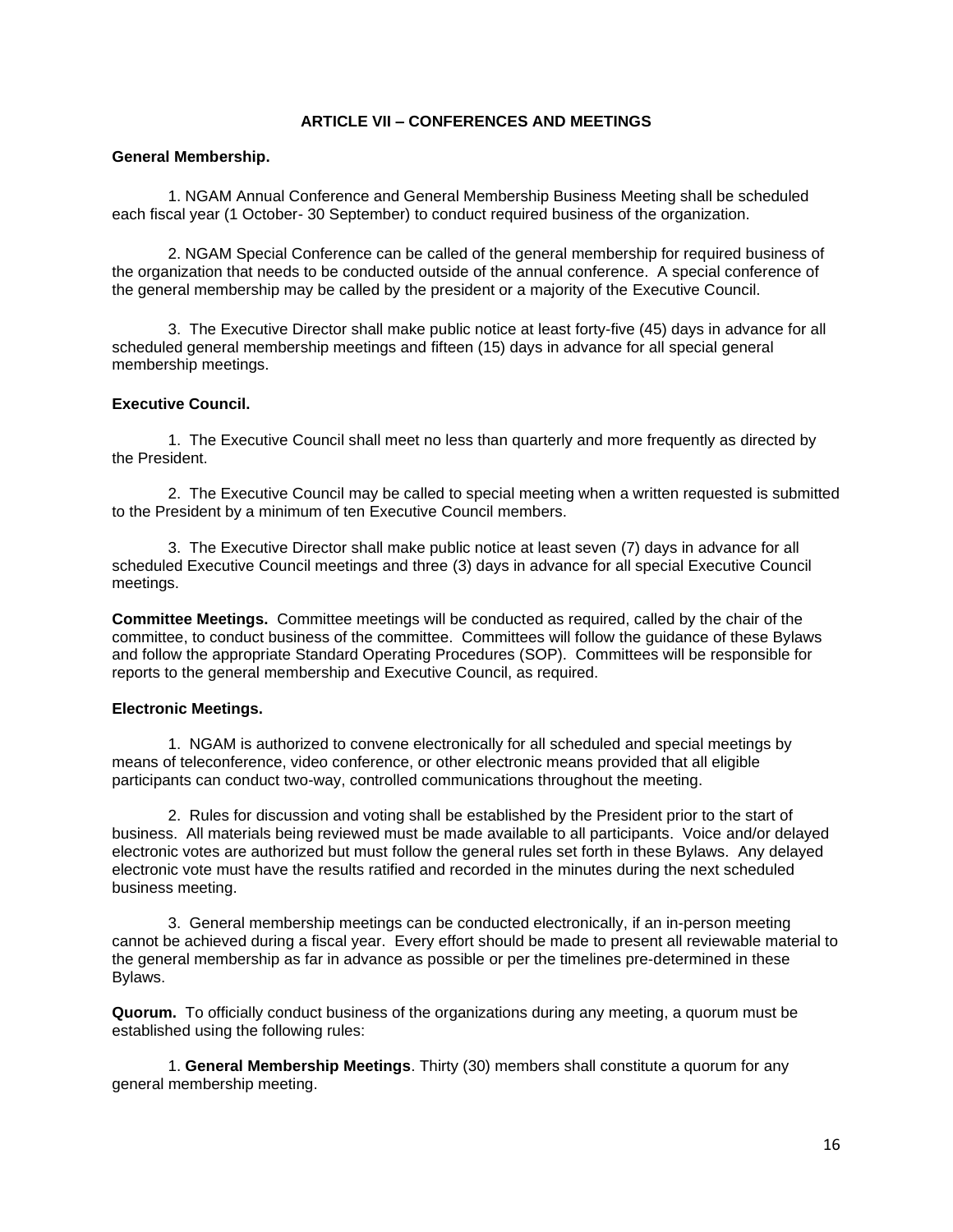## ARTICLE VII – CONFERENCES AND MEETINGS

**General Membership.**

1. NGAM Annual Conference and General Membership Business Meeting shall be scheduled each fiscal year (1 October- 30 September) to conduct required business of the organization.

2. NGAM Special Conference can be called of the general membership for required business of the organization that needs to be conducted outside of the annual conference. A special conference of the general membership may be called by the president or a majority of the Executive Council.

3. The Executive Director shall make public notice at least forty-five (45) days in advance for all scheduled general membership meetings and fifteen (15) days in advance for all special general membership meetings.

**Executive Council.**

1. The Executive Council shall meet no less than quarterly and more frequently as directed by the President.

2. The Executive Council may be called to special meeting when a written requested is submitted to the President by a minimum of ten Executive Council members.

3. The Executive Director shall make public notice at least seven (7) days in advance for all scheduled Executive Council meetings and three (3) days in advance for all special Executive Council meetings.

**Committee Meetings.** Committee meetings will be conducted as required, called by the chair of the committee, to conduct business of the committee. Committees will follow the guidance of these Bylaws and follow the appropriate Standard Operating Procedures (SOP). Committees will be responsible for reports to the general membership and Executive Council, as required.

**Electronic Meetings.**

1. NGAM is authorized to convene electronically for all scheduled and special meetings by means of teleconference, video conference, or other electronic means provided that all eligible participants can conduct two-way, controlled communications throughout the meeting.

2. Rules for discussion and voting shall be established by the President prior to the start of business. All materials being reviewed must be made available to all participants. Voice and/or delayed electronic votes are authorized but must follow the general rules set forth in these Bylaws. Any delayed electronic vote must have the results ratified and recorded in the minutes during the next scheduled business meeting.

3. General membership meetings can be conducted electronically, if an in-person meeting cannot be achieved during a fiscal year. Every effort should be made to present all reviewable material to the general membership as far in advance as possible or per the timelines pre-determined in these Bylaws.

**Quorum.** To officially conduct business of the organizations during any meeting, a quorum must be established using the following rules:

1. **General Membership Meetings**. Thirty (30) members shall constitute a quorum for any general membership meeting.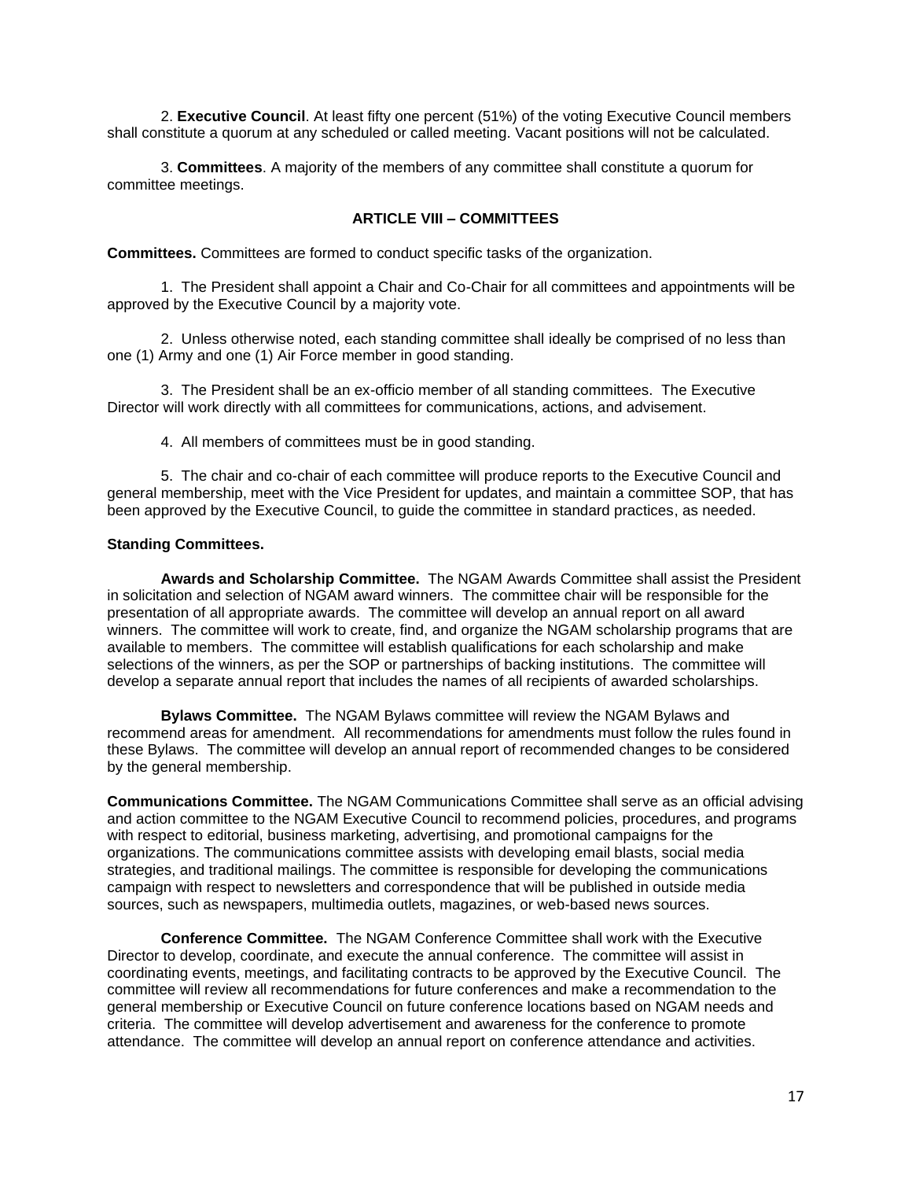2. **Executive Council**. At least fifty one percent (51%) of the voting Executive Council members shall constitute a quorum at any scheduled or called meeting. Vacant positions will not be calculated.

3. **Committees**. A majority of the members of any committee shall constitute a quorum for committee meetings.

## ARTICLE VIII – COMMITTEES

**Committees.** Committees are formed to conduct specific tasks of the organization.

1. The President shall appoint a Chair and Co-Chair for all committees and appointments will be approved by the Executive Council by a majority vote.

2. Unless otherwise noted, each standing committee shall ideally be comprised of no less than one (1) Army and one (1) Air Force member in good standing.

3. The President shall be an ex-officio member of all standing committees. The Executive Director will work directly with all committees for communications, actions, and advisement.

4. All members of committees must be in good standing.

5. The chair and co-chair of each committee will produce reports to the Executive Council and general membership, meet with the Vice President for updates, and maintain a committee SOP, that has been approved by the Executive Council, to guide the committee in standard practices, as needed.

**Standing Committees.**

**Awards and Scholarship Committee.** The NGAM Awards Committee shall assist the President in solicitation and selection of NGAM award winners. The committee chair will be responsible for the presentation of all appropriate awards. The committee will develop an annual report on all award winners. The committee will work to create, find, and organize the NGAM scholarship programs that are available to members. The committee will establish qualifications for each scholarship and make selections of the winners, as per the SOP or partnerships of backing institutions. The committee will develop a separate annual report that includes the names of all recipients of awarded scholarships.

**Bylaws Committee.** The NGAM Bylaws committee will review the NGAM Bylaws and recommend areas for amendment. All recommendations for amendments must follow the rules found in these Bylaws. The committee will develop an annual report of recommended changes to be considered by the general membership.

**Communications Committee.** The NGAM Communications Committee shall serve as an official advising and action committee to the NGAM Executive Council to recommend policies, procedures, and programs with respect to editorial, business marketing, advertising, and promotional campaigns for the organizations. The communications committee assists with developing email blasts, social media strategies, and traditional mailings. The committee is responsible for developing the communications campaign with respect to newsletters and correspondence that will be published in outside media sources, such as newspapers, multimedia outlets, magazines, or web-based news sources.

**Conference Committee.** The NGAM Conference Committee shall work with the Executive Director to develop, coordinate, and execute the annual conference. The committee will assist in coordinating events, meetings, and facilitating contracts to be approved by the Executive Council. The committee will review all recommendations for future conferences and make a recommendation to the general membership or Executive Council on future conference locations based on NGAM needs and criteria. The committee will develop advertisement and awareness for the conference to promote attendance. The committee will develop an annual report on conference attendance and activities.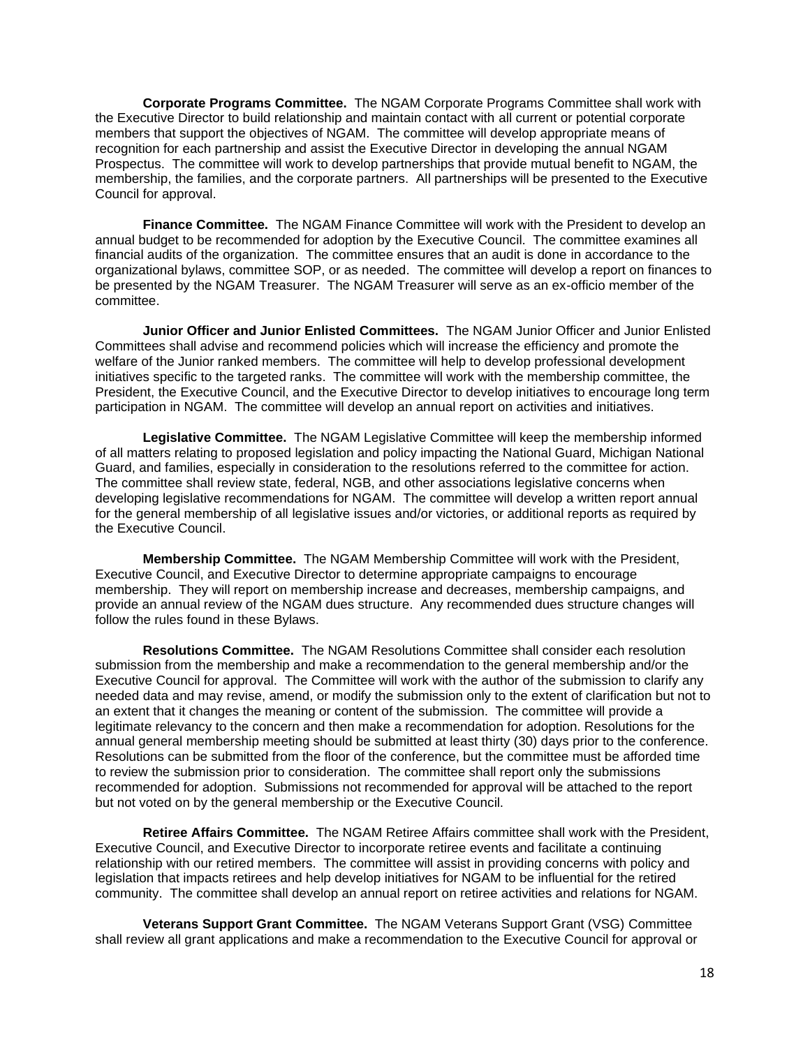**Corporate Programs Committee.** The NGAM Corporate Programs Committee shall work with the Executive Director to build relationship and maintain contact with all current or potential corporate members that support the objectives of NGAM. The committee will develop appropriate means of recognition for each partnership and assist the Executive Director in developing the annual NGAM Prospectus. The committee will work to develop partnerships that provide mutual benefit to NGAM, the membership, the families, and the corporate partners. All partnerships will be presented to the Executive Council for approval.

**Finance Committee.** The NGAM Finance Committee will work with the President to develop an annual budget to be recommended for adoption by the Executive Council. The committee examines all financial audits of the organization. The committee ensures that an audit is done in accordance to the organizational bylaws, committee SOP, or as needed. The committee will develop a report on finances to be presented by the NGAM Treasurer. The NGAM Treasurer will serve as an ex-officio member of the committee.

**Junior Officer and Junior Enlisted Committees.** The NGAM Junior Officer and Junior Enlisted Committees shall advise and recommend policies which will increase the efficiency and promote the welfare of the Junior ranked members. The committee will help to develop professional development initiatives specific to the targeted ranks. The committee will work with the membership committee, the President, the Executive Council, and the Executive Director to develop initiatives to encourage long term participation in NGAM. The committee will develop an annual report on activities and initiatives.

**Legislative Committee.** The NGAM Legislative Committee will keep the membership informed of all matters relating to proposed legislation and policy impacting the National Guard, Michigan National Guard, and families, especially in consideration to the resolutions referred to the committee for action. The committee shall review state, federal, NGB, and other associations legislative concerns when developing legislative recommendations for NGAM. The committee will develop a written report annual for the general membership of all legislative issues and/or victories, or additional reports as required by the Executive Council.

**Membership Committee.** The NGAM Membership Committee will work with the President, Executive Council, and Executive Director to determine appropriate campaigns to encourage membership. They will report on membership increase and decreases, membership campaigns, and provide an annual review of the NGAM dues structure. Any recommended dues structure changes will follow the rules found in these Bylaws.

**Resolutions Committee.** The NGAM Resolutions Committee shall consider each resolution submission from the membership and make a recommendation to the general membership and/or the Executive Council for approval. The Committee will work with the author of the submission to clarify any needed data and may revise, amend, or modify the submission only to the extent of clarification but not to an extent that it changes the meaning or content of the submission. The committee will provide a legitimate relevancy to the concern and then make a recommendation for adoption. Resolutions for the annual general membership meeting should be submitted at least thirty (30) days prior to the conference. Resolutions can be submitted from the floor of the conference, but the committee must be afforded time to review the submission prior to consideration. The committee shall report only the submissions recommended for adoption. Submissions not recommended for approval will be attached to the report but not voted on by the general membership or the Executive Council.

**Retiree Affairs Committee.** The NGAM Retiree Affairs committee shall work with the President, Executive Council, and Executive Director to incorporate retiree events and facilitate a continuing relationship with our retired members. The committee will assist in providing concerns with policy and legislation that impacts retirees and help develop initiatives for NGAM to be influential for the retired community. The committee shall develop an annual report on retiree activities and relations for NGAM.

**Veterans Support Grant Committee.** The NGAM Veterans Support Grant (VSG) Committee shall review all grant applications and make a recommendation to the Executive Council for approval or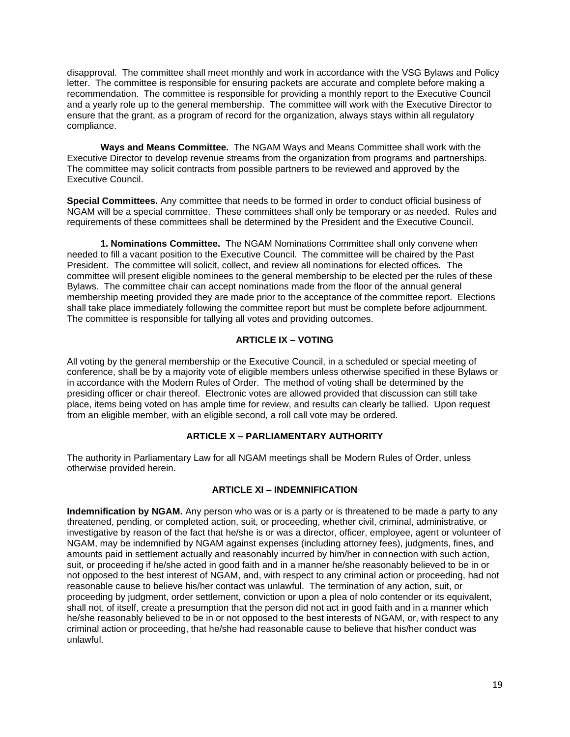disapproval. The committee shall meet monthly and work in accordance with the VSG Bylaws and Policy letter. The committee is responsible for ensuring packets are accurate and complete before making a recommendation. The committee is responsible for providing a monthly report to the Executive Council and a yearly role up to the general membership. The committee will work with the Executive Director to ensure that the grant, as a program of record for the organization, always stays within all regulatory compliance.

**Ways and Means Committee.** The NGAM Ways and Means Committee shall work with the Executive Director to develop revenue streams from the organization from programs and partnerships. The committee may solicit contracts from possible partners to be reviewed and approved by the Executive Council.

**Special Committees.** Any committee that needs to be formed in order to conduct official business of NGAM will be a special committee. These committees shall only be temporary or as needed. Rules and requirements of these committees shall be determined by the President and the Executive Council.

**1. Nominations Committee.** The NGAM Nominations Committee shall only convene when needed to fill a vacant position to the Executive Council. The committee will be chaired by the Past President. The committee will solicit, collect, and review all nominations for elected offices. The committee will present eligible nominees to the general membership to be elected per the rules of these Bylaws. The committee chair can accept nominations made from the floor of the annual general membership meeting provided they are made prior to the acceptance of the committee report. Elections shall take place immediately following the committee report but must be complete before adjournment. The committee is responsible for tallying all votes and providing outcomes.

## ARTICLE IX – VOTING

All voting by the general membership or the Executive Council, in a scheduled or special meeting of conference, shall be by a majority vote of eligible members unless otherwise specified in these Bylaws or in accordance with the Modern Rules of Order. The method of voting shall be determined by the presiding officer or chair thereof. Electronic votes are allowed provided that discussion can still take place, items being voted on has ample time for review, and results can clearly be tallied. Upon request from an eligible member, with an eligible second, a roll call vote may be ordered.

## ARTICLE X – PARLIAMENTARY AUTHORITY

The authority in Parliamentary Law for all NGAM meetings shall be Modern Rules of Order, unless otherwise provided herein.

## ARTICLE XI – INDEMNIFICATION

**Indemnification by NGAM.** Any person who was or is a party or is threatened to be made a party to any threatened, pending, or completed action, suit, or proceeding, whether civil, criminal, administrative, or investigative by reason of the fact that he/she is or was a director, officer, employee, agent or volunteer of NGAM, may be indemnified by NGAM against expenses (including attorney fees), judgments, fines, and amounts paid in settlement actually and reasonably incurred by him/her in connection with such action, suit, or proceeding if he/she acted in good faith and in a manner he/she reasonably believed to be in or not opposed to the best interest of NGAM, and, with respect to any criminal action or proceeding, had not reasonable cause to believe his/her contact was unlawful. The termination of any action, suit, or proceeding by judgment, order settlement, conviction or upon a plea of nolo contender or its equivalent, shall not, of itself, create a presumption that the person did not act in good faith and in a manner which he/she reasonably believed to be in or not opposed to the best interests of NGAM, or, with respect to any criminal action or proceeding, that he/she had reasonable cause to believe that his/her conduct was unlawful.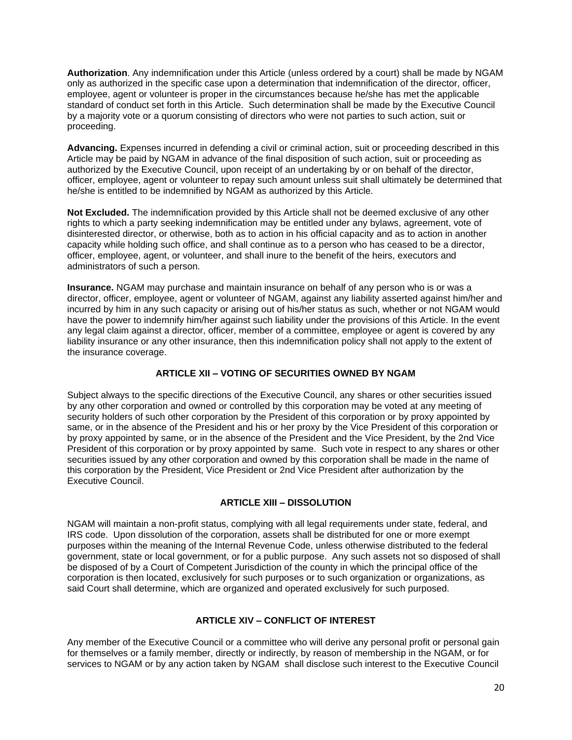**Authorization**. Any indemnification under this Article (unless ordered by a court) shall be made by NGAM only as authorized in the specific case upon a determination that indemnification of the director, officer, employee, agent or volunteer is proper in the circumstances because he/she has met the applicable standard of conduct set forth in this Article. Such determination shall be made by the Executive Council by a majority vote or a quorum consisting of directors who were not parties to such action, suit or proceeding.

**Advancing.** Expenses incurred in defending a civil or criminal action, suit or proceeding described in this Article may be paid by NGAM in advance of the final disposition of such action, suit or proceeding as authorized by the Executive Council, upon receipt of an undertaking by or on behalf of the director, officer, employee, agent or volunteer to repay such amount unless suit shall ultimately be determined that he/she is entitled to be indemnified by NGAM as authorized by this Article.

**Not Excluded.** The indemnification provided by this Article shall not be deemed exclusive of any other rights to which a party seeking indemnification may be entitled under any bylaws, agreement, vote of disinterested director, or otherwise, both as to action in his official capacity and as to action in another capacity while holding such office, and shall continue as to a person who has ceased to be a director, officer, employee, agent, or volunteer, and shall inure to the benefit of the heirs, executors and administrators of such a person.

**Insurance.** NGAM may purchase and maintain insurance on behalf of any person who is or was a director, officer, employee, agent or volunteer of NGAM, against any liability asserted against him/her and incurred by him in any such capacity or arising out of his/her status as such, whether or not NGAM would have the power to indemnify him/her against such liability under the provisions of this Article. In the event any legal claim against a director, officer, member of a committee, employee or agent is covered by any liability insurance or any other insurance, then this indemnification policy shall not apply to the extent of the insurance coverage.

## ARTICLE XII – VOTING OF SECURITIES OWNED BY NGAM

Subject always to the specific directions of the Executive Council, any shares or other securities issued by any other corporation and owned or controlled by this corporation may be voted at any meeting of security holders of such other corporation by the President of this corporation or by proxy appointed by same, or in the absence of the President and his or her proxy by the Vice President of this corporation or by proxy appointed by same, or in the absence of the President and the Vice President, by the 2nd Vice President of this corporation or by proxy appointed by same. Such vote in respect to any shares or other securities issued by any other corporation and owned by this corporation shall be made in the name of this corporation by the President, Vice President or 2nd Vice President after authorization by the Executive Council.

## ARTICLE XIII – DISSOLUTION

NGAM will maintain a non-profit status, complying with all legal requirements under state, federal, and IRS code. Upon dissolution of the corporation, assets shall be distributed for one or more exempt purposes within the meaning of the Internal Revenue Code, unless otherwise distributed to the federal government, state or local government, or for a public purpose. Any such assets not so disposed of shall be disposed of by a Court of Competent Jurisdiction of the county in which the principal office of the corporation is then located, exclusively for such purposes or to such organization or organizations, as said Court shall determine, which are organized and operated exclusively for such purposed.

## ARTICLE XIV – CONFLICT OF INTEREST

Any member of the Executive Council or a committee who will derive any personal profit or personal gain for themselves or a family member, directly or indirectly, by reason of membership in the NGAM, or for services to NGAM or by any action taken by NGAM shall disclose such interest to the Executive Council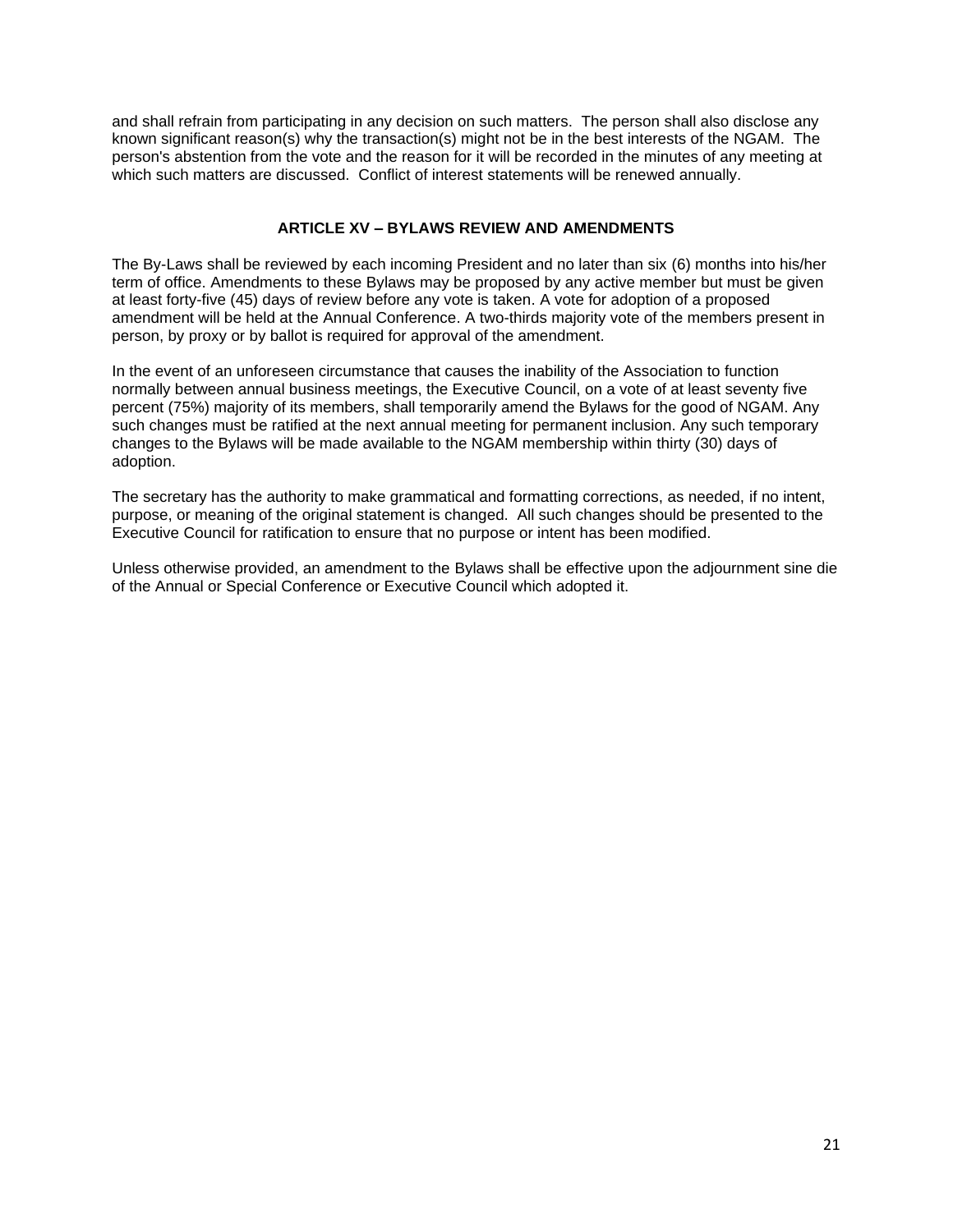and shall refrain from participating in any decision on such matters. The person shall also disclose any known significant reason(s) why the transaction(s) might not be in the best interests of the NGAM. The person's abstention from the vote and the reason for it will be recorded in the minutes of any meeting at which such matters are discussed. Conflict of interest statements will be renewed annually.

## ARTICLE XV – BYLAWS REVIEW AND AMENDMENTS

The By-Laws shall be reviewed by each incoming President and no later than six (6) months into his/her term of office. Amendments to these Bylaws may be proposed by any active member but must be given at least forty-five (45) days of review before any vote is taken. A vote for adoption of a proposed amendment will be held at the Annual Conference. A two-thirds majority vote of the members present in person, by proxy or by ballot is required for approval of the amendment.

In the event of an unforeseen circumstance that causes the inability of the Association to function normally between annual business meetings, the Executive Council, on a vote of at least seventy five percent (75%) majority of its members, shall temporarily amend the Bylaws for the good of NGAM. Any such changes must be ratified at the next annual meeting for permanent inclusion. Any such temporary changes to the Bylaws will be made available to the NGAM membership within thirty (30) days of adoption.

The secretary has the authority to make grammatical and formatting corrections, as needed, if no intent, purpose, or meaning of the original statement is changed. All such changes should be presented to the Executive Council for ratification to ensure that no purpose or intent has been modified.

Unless otherwise provided, an amendment to the Bylaws shall be effective upon the adjournment sine die of the Annual or Special Conference or Executive Council which adopted it.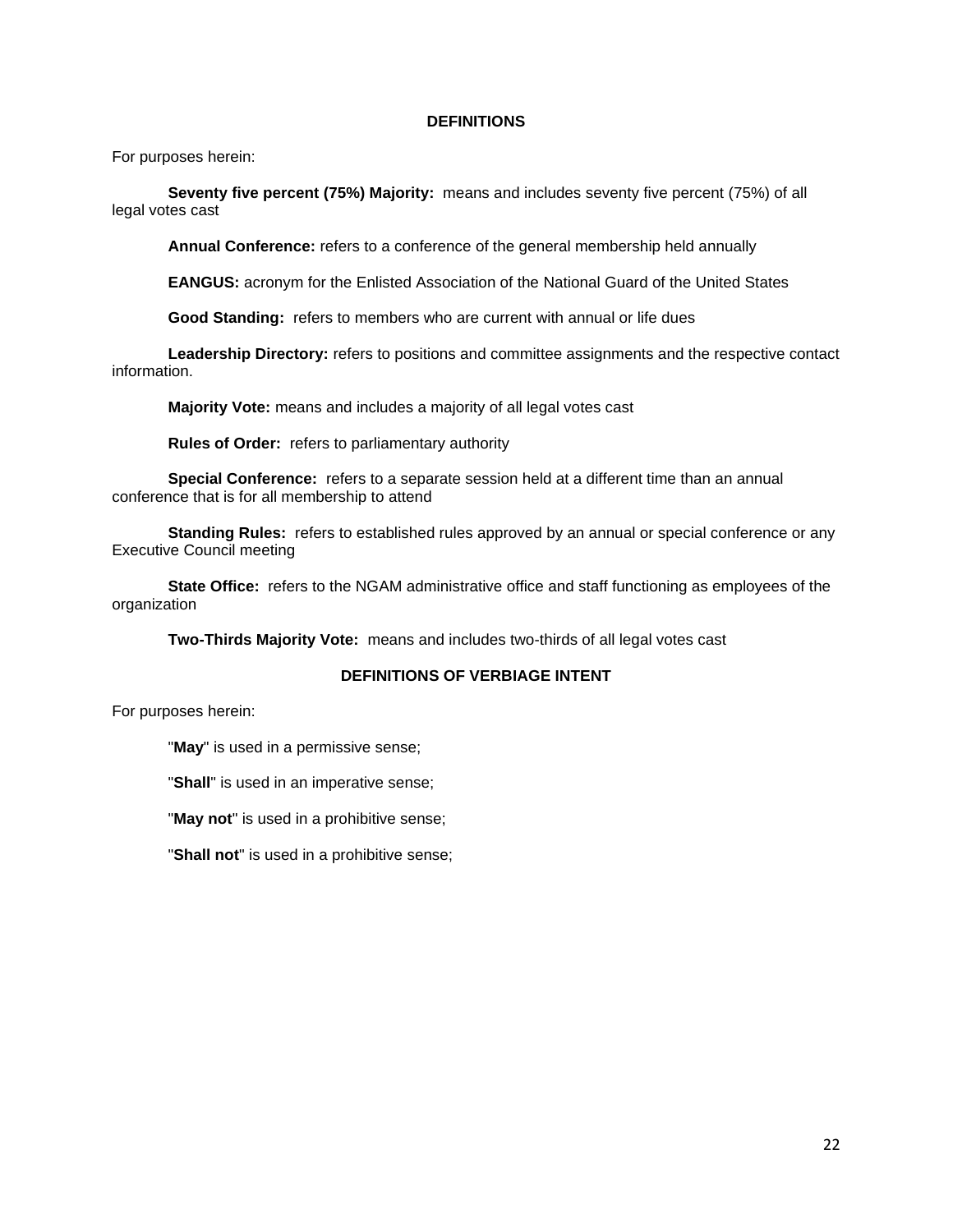## DEFINITIONS

For purposes herein:

**Seventy five percent (75%) Majority:** means and includes seventy five percent (75%) of all legal votes cast

**Annual Conference:** refers to a conference of the general membership held annually

**EANGUS:** acronym for the Enlisted Association of the National Guard of the United States

**Good Standing:** refers to members who are current with annual or life dues

**Leadership Directory:** refers to positions and committee assignments and the respective contact information.

**Majority Vote:** means and includes a majority of all legal votes cast

**Rules of Order:** refers to parliamentary authority

**Special Conference:** refers to a separate session held at a different time than an annual conference that is for all membership to attend

**Standing Rules:** refers to established rules approved by an annual or special conference or any Executive Council meeting

**State Office:** refers to the NGAM administrative office and staff functioning as employees of the organization

**Two-Thirds Majority Vote:** means and includes two-thirds of all legal votes cast

## DEFINITIONS OF VERBIAGE INTENT

For purposes herein:

"**May**" is used in a permissive sense;

"**Shall**" is used in an imperative sense;

"**May not**" is used in a prohibitive sense;

"**Shall not**" is used in a prohibitive sense;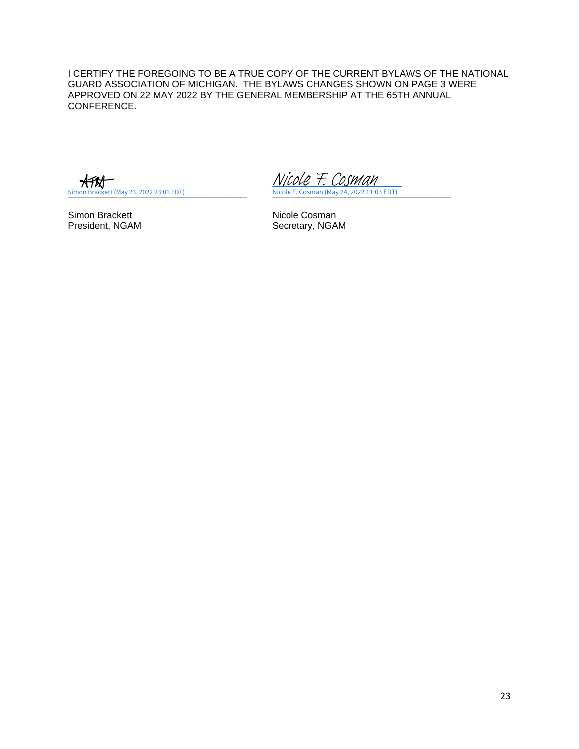I CERTIFY THE FOREGOING TO BE A TRUE COPY OF THE CURRENT BYLAWS OF THE NATIONAL GUARD ASSOCIATION OF MICHIGAN. THE BYLAWS CHANGES SHOWN ON PAGE 3 WERE APPROVED ON 22 MAY 2022 BY THE GENERAL MEMBERSHIP AT THE 65TH ANNUAL CONFERENCE.

| | |
|---|---|
| Simon Brackett (May 23, 2022 23:01 EDT) | Nicole F. Cosman (May 24, 2022 11:03 EDT) |
| Simon Brackett<br>President, NGAM | Nicole Cosman<br>Secretary, NGAM |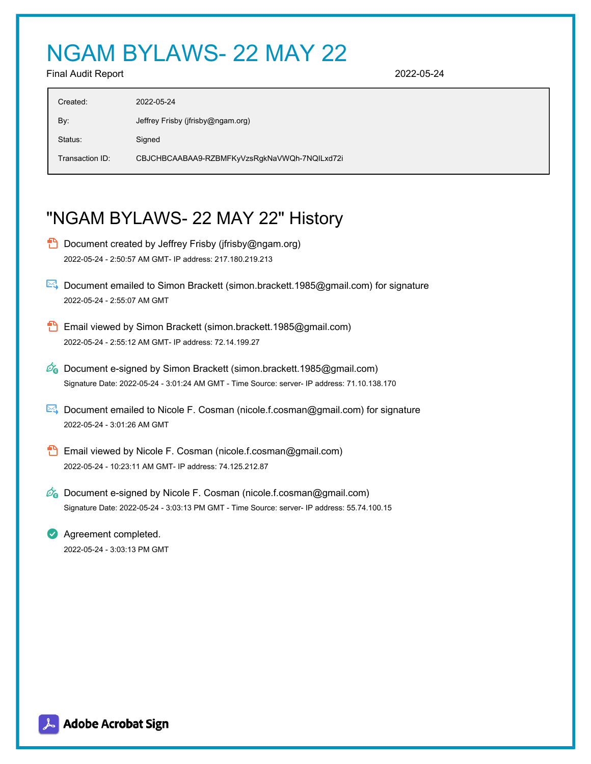# NGAM BYLAWS- 22 MAY 22

Final Audit Report 2022-05-24

| | |
|---|---|
| Created: | 2022-05-24 |
| By: | Jeffrey Frisby (jfrisby@ngam.org) |
| Status: | Signed |
| Transaction ID: | CBJCHBCAABAA9-RZBMFKyVzsRgkNaVWQh-7NQILxd72i |

## "NGAM BYLAWS- 22 MAY 22" History

- Document created by Jeffrey Frisby (jfrisby@ngam.org)
  2022-05-24 - 2:50:57 AM GMT- IP address: 217.180.219.213

- Document emailed to Simon Brackett (simon.brackett.1985@gmail.com) for signature
  2022-05-24 - 2:55:07 AM GMT

- Email viewed by Simon Brackett (simon.brackett.1985@gmail.com)
  2022-05-24 - 2:55:12 AM GMT- IP address: 72.14.199.27

- Document e-signed by Simon Brackett (simon.brackett.1985@gmail.com)
  Signature Date: 2022-05-24 - 3:01:24 AM GMT - Time Source: server- IP address: 71.10.138.170

- Document emailed to Nicole F. Cosman (nicole.f.cosman@gmail.com) for signature
  2022-05-24 - 3:01:26 AM GMT

- Email viewed by Nicole F. Cosman (nicole.f.cosman@gmail.com)
  2022-05-24 - 10:23:11 AM GMT- IP address: 74.125.212.87

- Document e-signed by Nicole F. Cosman (nicole.f.cosman@gmail.com)
  Signature Date: 2022-05-24 - 3:03:13 PM GMT - Time Source: server- IP address: 55.74.100.15

- Agreement completed.
  2022-05-24 - 3:03:13 PM GMT

Adobe Acrobat Sign